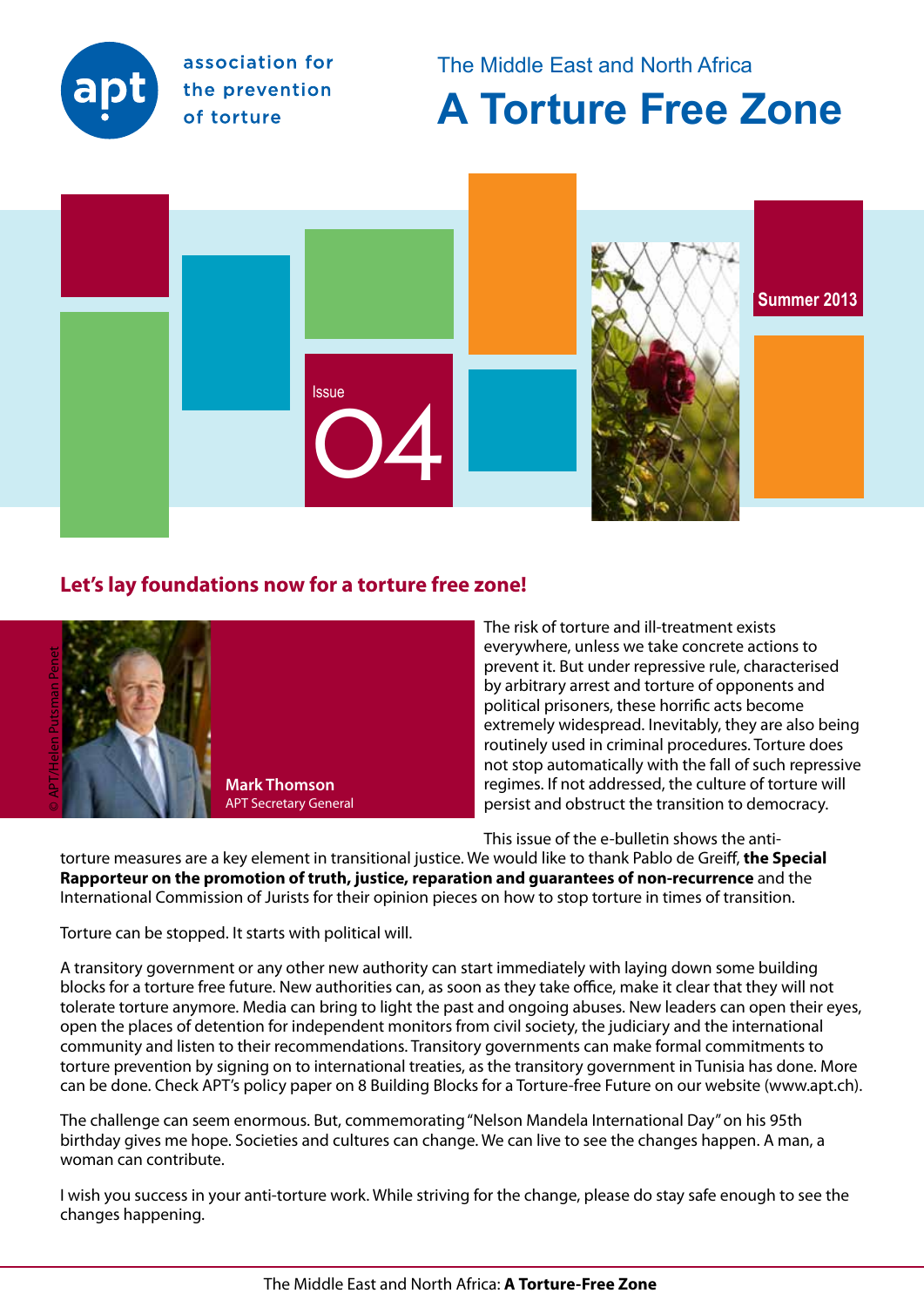association for the prevention of torture

The Middle East and North Africa

# A Torture Free Zone

Summer 2013

Issue 04

## Let's lay foundations now for a torture free zone!

© APT/Helen Putsman Penet

**Mark Thomson**
APT Secretary General

The risk of torture and ill-treatment exists everywhere, unless we take concrete actions to prevent it. But under repressive rule, characterised by arbitrary arrest and torture of opponents and political prisoners, these horrific acts become extremely widespread. Inevitably, they are also being routinely used in criminal procedures. Torture does not stop automatically with the fall of such repressive regimes. If not addressed, the culture of torture will persist and obstruct the transition to democracy.

This issue of the e-bulletin shows the anti-torture measures are a key element in transitional justice. We would like to thank Pablo de Greiff, **the Special Rapporteur on the promotion of truth, justice, reparation and guarantees of non-recurrence** and the International Commission of Jurists for their opinion pieces on how to stop torture in times of transition.

Torture can be stopped. It starts with political will.

A transitory government or any other new authority can start immediately with laying down some building blocks for a torture free future. New authorities can, as soon as they take office, make it clear that they will not tolerate torture anymore. Media can bring to light the past and ongoing abuses. New leaders can open their eyes, open the places of detention for independent monitors from civil society, the judiciary and the international community and listen to their recommendations. Transitory governments can make formal commitments to torture prevention by signing on to international treaties, as the transitory government in Tunisia has done. More can be done. Check APT's policy paper on 8 Building Blocks for a Torture-free Future on our website (www.apt.ch).

The challenge can seem enormous. But, commemorating "Nelson Mandela International Day" on his 95th birthday gives me hope. Societies and cultures can change. We can live to see the changes happen. A man, a woman can contribute.

I wish you success in your anti-torture work. While striving for the change, please do stay safe enough to see the changes happening.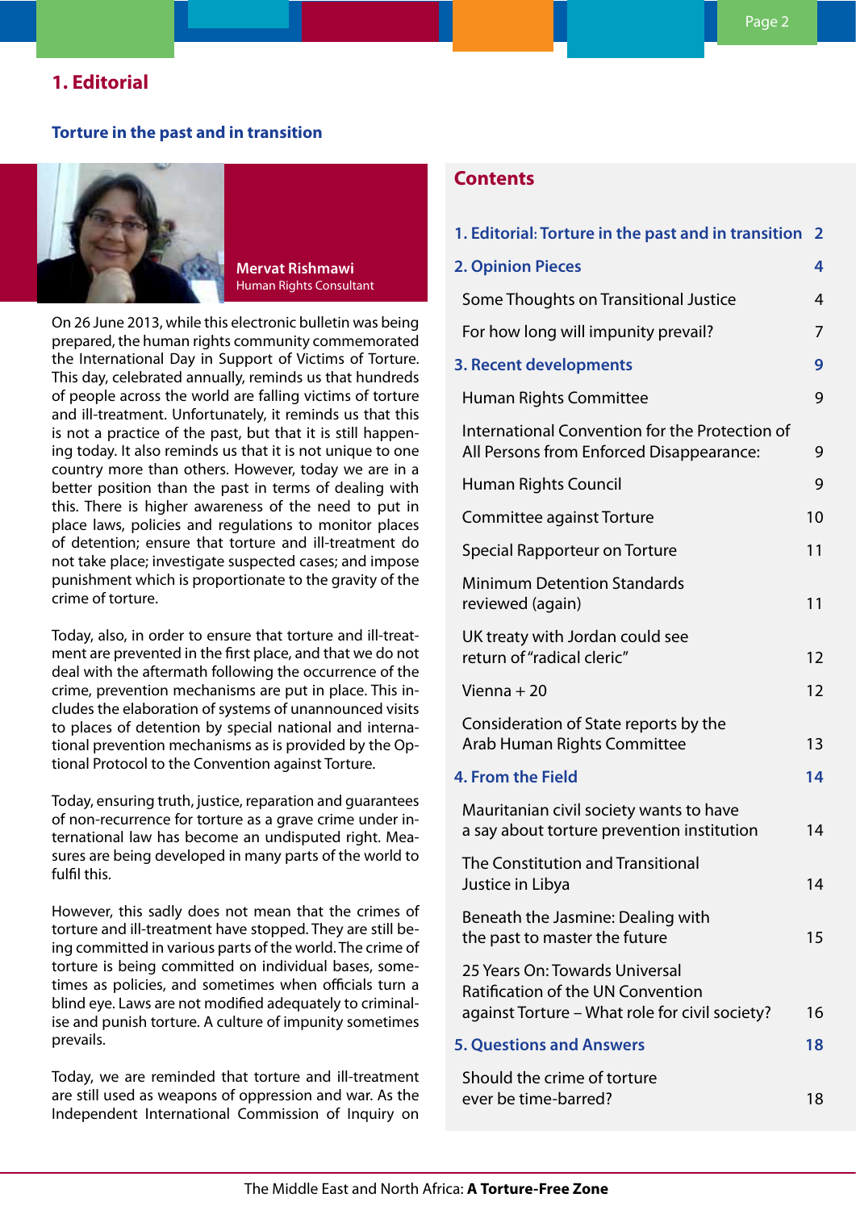# 1. Editorial

## Torture in the past and in transition

**Mervat Rishmawi**
Human Rights Consultant

On 26 June 2013, while this electronic bulletin was being prepared, the human rights community commemorated the International Day in Support of Victims of Torture. This day, celebrated annually, reminds us that hundreds of people across the world are falling victims of torture and ill-treatment. Unfortunately, it reminds us that this is not a practice of the past, but that it is still happening today. It also reminds us that it is not unique to one country more than others. However, today we are in a better position than the past in terms of dealing with this. There is higher awareness of the need to put in place laws, policies and regulations to monitor places of detention; ensure that torture and ill-treatment do not take place; investigate suspected cases; and impose punishment which is proportionate to the gravity of the crime of torture.

Today, also, in order to ensure that torture and ill-treatment are prevented in the first place, and that we do not deal with the aftermath following the occurrence of the crime, prevention mechanisms are put in place. This includes the elaboration of systems of unannounced visits to places of detention by special national and international prevention mechanisms as is provided by the Optional Protocol to the Convention against Torture.

Today, ensuring truth, justice, reparation and guarantees of non-recurrence for torture as a grave crime under international law has become an undisputed right. Measures are being developed in many parts of the world to fulfil this.

However, this sadly does not mean that the crimes of torture and ill-treatment have stopped. They are still being committed in various parts of the world. The crime of torture is being committed on individual bases, sometimes as policies, and sometimes when officials turn a blind eye. Laws are not modified adequately to criminalise and punish torture. A culture of impunity sometimes prevails.

Today, we are reminded that torture and ill-treatment are still used as weapons of oppression and war. As the Independent International Commission of Inquiry on

## Contents

| | |
|---|---|
| **1. Editorial: Torture in the past and in transition** | **2** |
| **2. Opinion Pieces** | **4** |
| Some Thoughts on Transitional Justice | 4 |
| For how long will impunity prevail? | 7 |
| **3. Recent developments** | **9** |
| Human Rights Committee | 9 |
| International Convention for the Protection of All Persons from Enforced Disappearance: | 9 |
| Human Rights Council | 9 |
| Committee against Torture | 10 |
| Special Rapporteur on Torture | 11 |
| Minimum Detention Standards reviewed (again) | 11 |
| UK treaty with Jordan could see return of "radical cleric" | 12 |
| Vienna + 20 | 12 |
| Consideration of State reports by the Arab Human Rights Committee | 13 |
| **4. From the Field** | **14** |
| Mauritanian civil society wants to have a say about torture prevention institution | 14 |
| The Constitution and Transitional Justice in Libya | 14 |
| Beneath the Jasmine: Dealing with the past to master the future | 15 |
| 25 Years On: Towards Universal Ratification of the UN Convention against Torture – What role for civil society? | 16 |
| **5. Questions and Answers** | **18** |
| Should the crime of torture ever be time-barred? | 18 |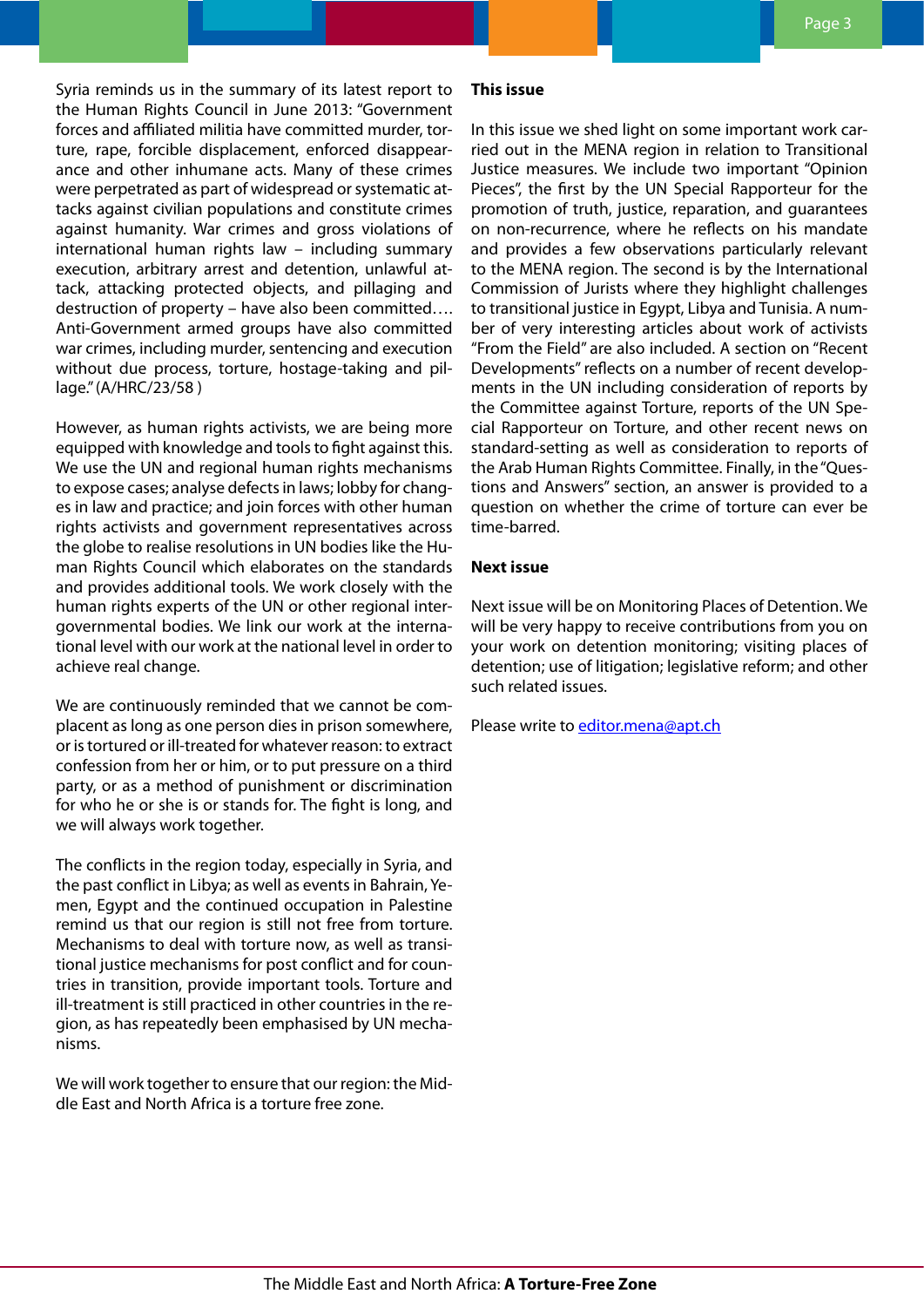Syria reminds us in the summary of its latest report to the Human Rights Council in June 2013: "Government forces and affiliated militia have committed murder, torture, rape, forcible displacement, enforced disappearance and other inhumane acts. Many of these crimes were perpetrated as part of widespread or systematic attacks against civilian populations and constitute crimes against humanity. War crimes and gross violations of international human rights law – including summary execution, arbitrary arrest and detention, unlawful attack, attacking protected objects, and pillaging and destruction of property – have also been committed…. Anti-Government armed groups have also committed war crimes, including murder, sentencing and execution without due process, torture, hostage-taking and pillage." (A/HRC/23/58 )

However, as human rights activists, we are being more equipped with knowledge and tools to fight against this. We use the UN and regional human rights mechanisms to expose cases; analyse defects in laws; lobby for changes in law and practice; and join forces with other human rights activists and government representatives across the globe to realise resolutions in UN bodies like the Human Rights Council which elaborates on the standards and provides additional tools. We work closely with the human rights experts of the UN or other regional intergovernmental bodies. We link our work at the international level with our work at the national level in order to achieve real change.

We are continuously reminded that we cannot be complacent as long as one person dies in prison somewhere, or is tortured or ill-treated for whatever reason: to extract confession from her or him, or to put pressure on a third party, or as a method of punishment or discrimination for who he or she is or stands for. The fight is long, and we will always work together.

The conflicts in the region today, especially in Syria, and the past conflict in Libya; as well as events in Bahrain, Yemen, Egypt and the continued occupation in Palestine remind us that our region is still not free from torture. Mechanisms to deal with torture now, as well as transitional justice mechanisms for post conflict and for countries in transition, provide important tools. Torture and ill-treatment is still practiced in other countries in the region, as has repeatedly been emphasised by UN mechanisms.

We will work together to ensure that our region: the Middle East and North Africa is a torture free zone.

**This issue**

In this issue we shed light on some important work carried out in the MENA region in relation to Transitional Justice measures. We include two important "Opinion Pieces", the first by the UN Special Rapporteur for the promotion of truth, justice, reparation, and guarantees on non-recurrence, where he reflects on his mandate and provides a few observations particularly relevant to the MENA region. The second is by the International Commission of Jurists where they highlight challenges to transitional justice in Egypt, Libya and Tunisia. A number of very interesting articles about work of activists "From the Field" are also included. A section on "Recent Developments" reflects on a number of recent developments in the UN including consideration of reports by the Committee against Torture, reports of the UN Special Rapporteur on Torture, and other recent news on standard-setting as well as consideration to reports of the Arab Human Rights Committee. Finally, in the "Questions and Answers" section, an answer is provided to a question on whether the crime of torture can ever be time-barred.

**Next issue**

Next issue will be on Monitoring Places of Detention. We will be very happy to receive contributions from you on your work on detention monitoring; visiting places of detention; use of litigation; legislative reform; and other such related issues.

Please write to editor.mena@apt.ch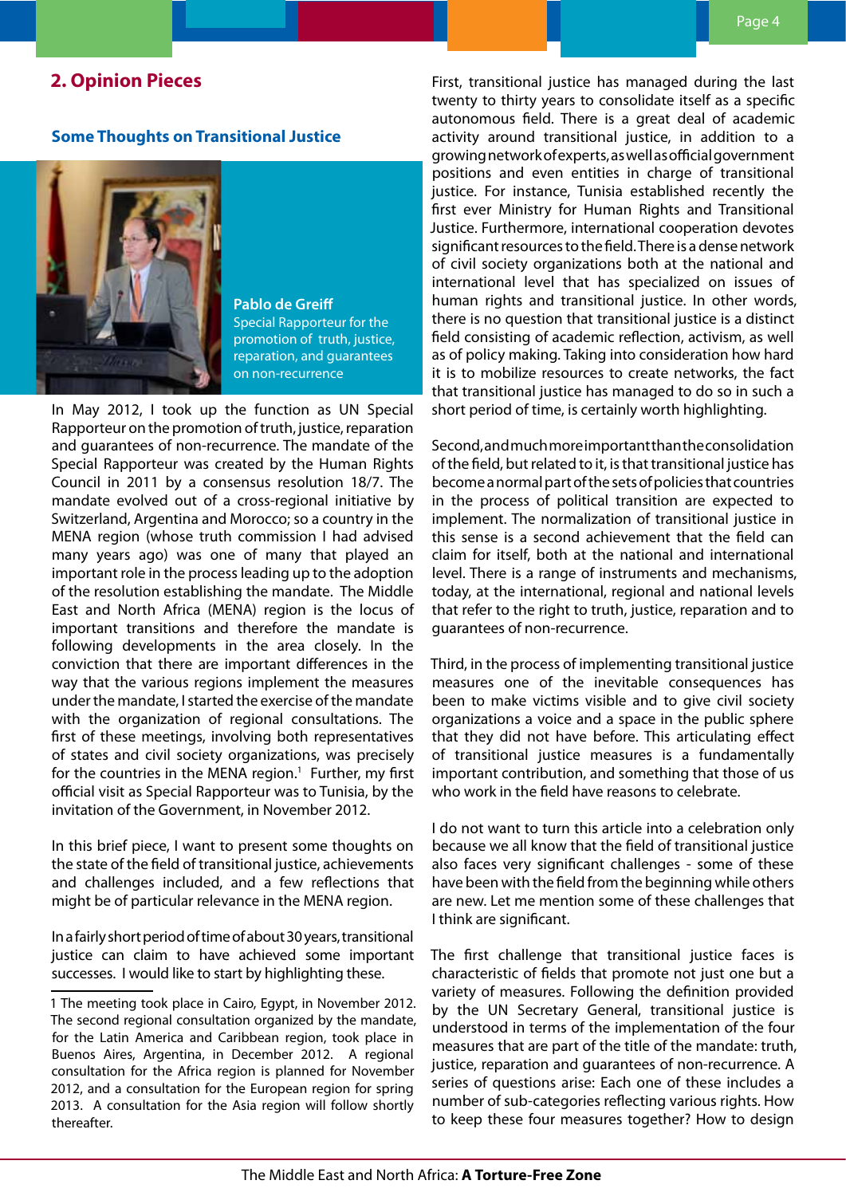## 2. Opinion Pieces

### Some Thoughts on Transitional Justice

**Pablo de Greiff**
Special Rapporteur for the promotion of truth, justice, reparation, and guarantees on non-recurrence

In May 2012, I took up the function as UN Special Rapporteur on the promotion of truth, justice, reparation and guarantees of non-recurrence. The mandate of the Special Rapporteur was created by the Human Rights Council in 2011 by a consensus resolution 18/7. The mandate evolved out of a cross-regional initiative by Switzerland, Argentina and Morocco; so a country in the MENA region (whose truth commission I had advised many years ago) was one of many that played an important role in the process leading up to the adoption of the resolution establishing the mandate. The Middle East and North Africa (MENA) region is the locus of important transitions and therefore the mandate is following developments in the area closely. In the conviction that there are important differences in the way that the various regions implement the measures under the mandate, I started the exercise of the mandate with the organization of regional consultations. The first of these meetings, involving both representatives of states and civil society organizations, was precisely for the countries in the MENA region.[1] Further, my first official visit as Special Rapporteur was to Tunisia, by the invitation of the Government, in November 2012.

In this brief piece, I want to present some thoughts on the state of the field of transitional justice, achievements and challenges included, and a few reflections that might be of particular relevance in the MENA region.

In a fairly short period of time of about 30 years, transitional justice can claim to have achieved some important successes. I would like to start by highlighting these.

First, transitional justice has managed during the last twenty to thirty years to consolidate itself as a specific autonomous field. There is a great deal of academic activity around transitional justice, in addition to a growing network of experts, as well as official government positions and even entities in charge of transitional justice. For instance, Tunisia established recently the first ever Ministry for Human Rights and Transitional Justice. Furthermore, international cooperation devotes significant resources to the field. There is a dense network of civil society organizations both at the national and international level that has specialized on issues of human rights and transitional justice. In other words, there is no question that transitional justice is a distinct field consisting of academic reflection, activism, as well as of policy making. Taking into consideration how hard it is to mobilize resources to create networks, the fact that transitional justice has managed to do so in such a short period of time, is certainly worth highlighting.

Second, and much more important than the consolidation of the field, but related to it, is that transitional justice has become a normal part of the sets of policies that countries in the process of political transition are expected to implement. The normalization of transitional justice in this sense is a second achievement that the field can claim for itself, both at the national and international level. There is a range of instruments and mechanisms, today, at the international, regional and national levels that refer to the right to truth, justice, reparation and to guarantees of non-recurrence.

Third, in the process of implementing transitional justice measures one of the inevitable consequences has been to make victims visible and to give civil society organizations a voice and a space in the public sphere that they did not have before. This articulating effect of transitional justice measures is a fundamentally important contribution, and something that those of us who work in the field have reasons to celebrate.

I do not want to turn this article into a celebration only because we all know that the field of transitional justice also faces very significant challenges - some of these have been with the field from the beginning while others are new. Let me mention some of these challenges that I think are significant.

The first challenge that transitional justice faces is characteristic of fields that promote not just one but a variety of measures. Following the definition provided by the UN Secretary General, transitional justice is understood in terms of the implementation of the four measures that are part of the title of the mandate: truth, justice, reparation and guarantees of non-recurrence. A series of questions arise: Each one of these includes a number of sub-categories reflecting various rights. How to keep these four measures together? How to design

---

1 The meeting took place in Cairo, Egypt, in November 2012. The second regional consultation organized by the mandate, for the Latin America and Caribbean region, took place in Buenos Aires, Argentina, in December 2012. A regional consultation for the Africa region is planned for November 2012, and a consultation for the European region for spring 2013. A consultation for the Asia region will follow shortly thereafter.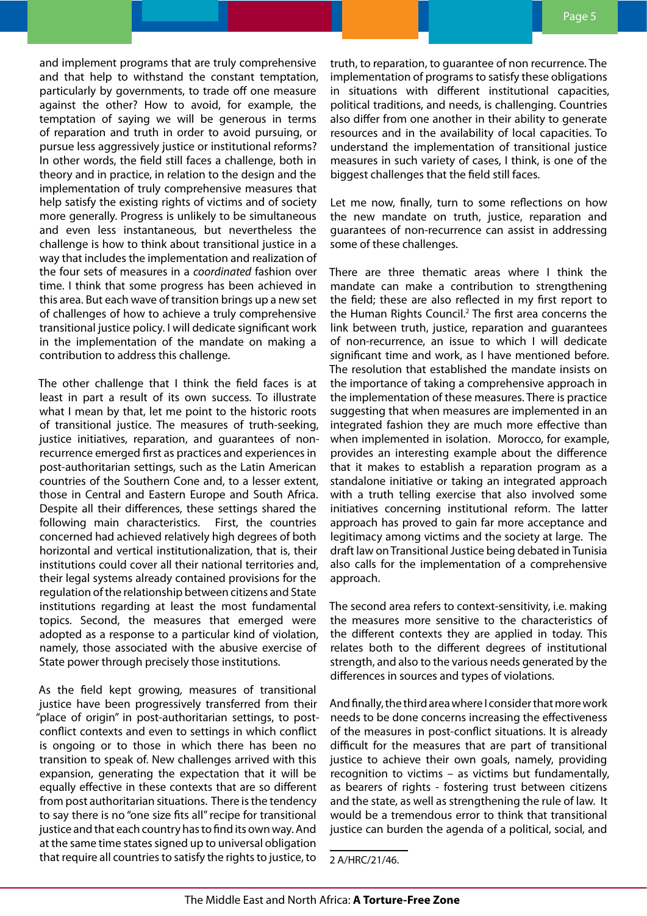and implement programs that are truly comprehensive and that help to withstand the constant temptation, particularly by governments, to trade off one measure against the other? How to avoid, for example, the temptation of saying we will be generous in terms of reparation and truth in order to avoid pursuing, or pursue less aggressively justice or institutional reforms? In other words, the field still faces a challenge, both in theory and in practice, in relation to the design and the implementation of truly comprehensive measures that help satisfy the existing rights of victims and of society more generally. Progress is unlikely to be simultaneous and even less instantaneous, but nevertheless the challenge is how to think about transitional justice in a way that includes the implementation and realization of the four sets of measures in a *coordinated* fashion over time. I think that some progress has been achieved in this area. But each wave of transition brings up a new set of challenges of how to achieve a truly comprehensive transitional justice policy. I will dedicate significant work in the implementation of the mandate on making a contribution to address this challenge.

The other challenge that I think the field faces is at least in part a result of its own success. To illustrate what I mean by that, let me point to the historic roots of transitional justice. The measures of truth-seeking, justice initiatives, reparation, and guarantees of non-recurrence emerged first as practices and experiences in post-authoritarian settings, such as the Latin American countries of the Southern Cone and, to a lesser extent, those in Central and Eastern Europe and South Africa. Despite all their differences, these settings shared the following main characteristics. First, the countries concerned had achieved relatively high degrees of both horizontal and vertical institutionalization, that is, their institutions could cover all their national territories and, their legal systems already contained provisions for the regulation of the relationship between citizens and State institutions regarding at least the most fundamental topics. Second, the measures that emerged were adopted as a response to a particular kind of violation, namely, those associated with the abusive exercise of State power through precisely those institutions.

As the field kept growing, measures of transitional justice have been progressively transferred from their "place of origin" in post-authoritarian settings, to post-conflict contexts and even to settings in which conflict is ongoing or to those in which there has been no transition to speak of. New challenges arrived with this expansion, generating the expectation that it will be equally effective in these contexts that are so different from post authoritarian situations. There is the tendency to say there is no "one size fits all" recipe for transitional justice and that each country has to find its own way. And at the same time states signed up to universal obligation that require all countries to satisfy the rights to justice, to truth, to reparation, to guarantee of non recurrence. The implementation of programs to satisfy these obligations in situations with different institutional capacities, political traditions, and needs, is challenging. Countries also differ from one another in their ability to generate resources and in the availability of local capacities. To understand the implementation of transitional justice measures in such variety of cases, I think, is one of the biggest challenges that the field still faces.

Let me now, finally, turn to some reflections on how the new mandate on truth, justice, reparation and guarantees of non-recurrence can assist in addressing some of these challenges.

There are three thematic areas where I think the mandate can make a contribution to strengthening the field; these are also reflected in my first report to the Human Rights Council.[2] The first area concerns the link between truth, justice, reparation and guarantees of non-recurrence, an issue to which I will dedicate significant time and work, as I have mentioned before. The resolution that established the mandate insists on the importance of taking a comprehensive approach in the implementation of these measures. There is practice suggesting that when measures are implemented in an integrated fashion they are much more effective than when implemented in isolation. Morocco, for example, provides an interesting example about the difference that it makes to establish a reparation program as a standalone initiative or taking an integrated approach with a truth telling exercise that also involved some initiatives concerning institutional reform. The latter approach has proved to gain far more acceptance and legitimacy among victims and the society at large. The draft law on Transitional Justice being debated in Tunisia also calls for the implementation of a comprehensive approach.

The second area refers to context-sensitivity, i.e. making the measures more sensitive to the characteristics of the different contexts they are applied in today. This relates both to the different degrees of institutional strength, and also to the various needs generated by the differences in sources and types of violations.

And finally, the third area where I consider that more work needs to be done concerns increasing the effectiveness of the measures in post-conflict situations. It is already difficult for the measures that are part of transitional justice to achieve their own goals, namely, providing recognition to victims – as victims but fundamentally, as bearers of rights - fostering trust between citizens and the state, as well as strengthening the rule of law. It would be a tremendous error to think that transitional justice can burden the agenda of a political, social, and

2 A/HRC/21/46.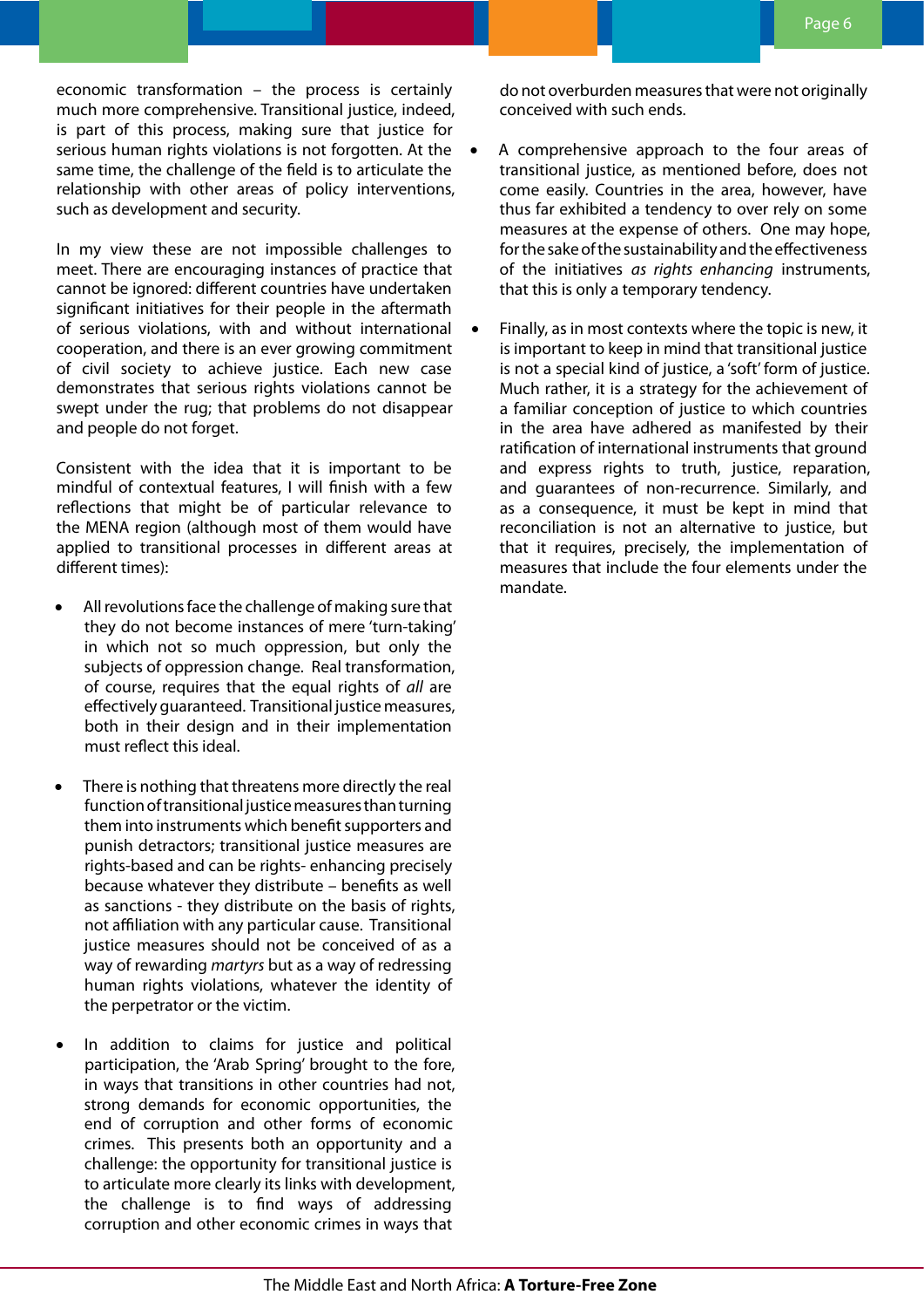economic transformation – the process is certainly much more comprehensive. Transitional justice, indeed, is part of this process, making sure that justice for serious human rights violations is not forgotten. At the same time, the challenge of the field is to articulate the relationship with other areas of policy interventions, such as development and security.

In my view these are not impossible challenges to meet. There are encouraging instances of practice that cannot be ignored: different countries have undertaken significant initiatives for their people in the aftermath of serious violations, with and without international cooperation, and there is an ever growing commitment of civil society to achieve justice. Each new case demonstrates that serious rights violations cannot be swept under the rug; that problems do not disappear and people do not forget.

Consistent with the idea that it is important to be mindful of contextual features, I will finish with a few reflections that might be of particular relevance to the MENA region (although most of them would have applied to transitional processes in different areas at different times):

- All revolutions face the challenge of making sure that they do not become instances of mere 'turn-taking' in which not so much oppression, but only the subjects of oppression change. Real transformation, of course, requires that the equal rights of *all* are effectively guaranteed. Transitional justice measures, both in their design and in their implementation must reflect this ideal.

- There is nothing that threatens more directly the real function of transitional justice measures than turning them into instruments which benefit supporters and punish detractors; transitional justice measures are rights-based and can be rights- enhancing precisely because whatever they distribute – benefits as well as sanctions - they distribute on the basis of rights, not affiliation with any particular cause. Transitional justice measures should not be conceived of as a way of rewarding *martyrs* but as a way of redressing human rights violations, whatever the identity of the perpetrator or the victim.

- In addition to claims for justice and political participation, the 'Arab Spring' brought to the fore, in ways that transitions in other countries had not, strong demands for economic opportunities, the end of corruption and other forms of economic crimes. This presents both an opportunity and a challenge: the opportunity for transitional justice is to articulate more clearly its links with development, the challenge is to find ways of addressing corruption and other economic crimes in ways that do not overburden measures that were not originally conceived with such ends.

- A comprehensive approach to the four areas of transitional justice, as mentioned before, does not come easily. Countries in the area, however, have thus far exhibited a tendency to over rely on some measures at the expense of others. One may hope, for the sake of the sustainability and the effectiveness of the initiatives *as rights enhancing* instruments, that this is only a temporary tendency.

- Finally, as in most contexts where the topic is new, it is important to keep in mind that transitional justice is not a special kind of justice, a 'soft' form of justice. Much rather, it is a strategy for the achievement of a familiar conception of justice to which countries in the area have adhered as manifested by their ratification of international instruments that ground and express rights to truth, justice, reparation, and guarantees of non-recurrence. Similarly, and as a consequence, it must be kept in mind that reconciliation is not an alternative to justice, but that it requires, precisely, the implementation of measures that include the four elements under the mandate.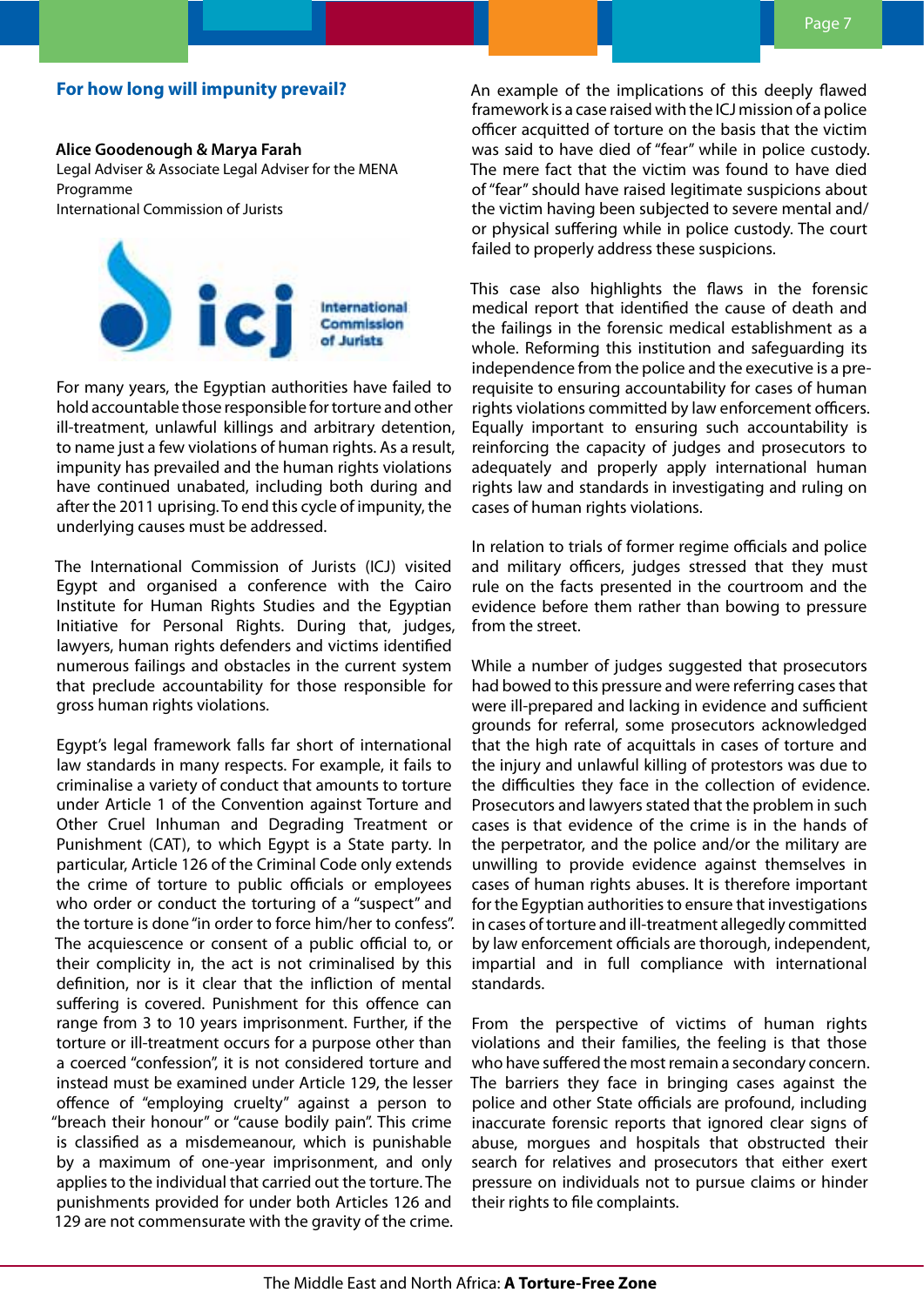## For how long will impunity prevail?

**Alice Goodenough & Marya Farah**
Legal Adviser & Associate Legal Adviser for the MENA Programme
International Commission of Jurists

For many years, the Egyptian authorities have failed to hold accountable those responsible for torture and other ill-treatment, unlawful killings and arbitrary detention, to name just a few violations of human rights. As a result, impunity has prevailed and the human rights violations have continued unabated, including both during and after the 2011 uprising. To end this cycle of impunity, the underlying causes must be addressed.

The International Commission of Jurists (ICJ) visited Egypt and organised a conference with the Cairo Institute for Human Rights Studies and the Egyptian Initiative for Personal Rights. During that, judges, lawyers, human rights defenders and victims identified numerous failings and obstacles in the current system that preclude accountability for those responsible for gross human rights violations.

Egypt's legal framework falls far short of international law standards in many respects. For example, it fails to criminalise a variety of conduct that amounts to torture under Article 1 of the Convention against Torture and Other Cruel Inhuman and Degrading Treatment or Punishment (CAT), to which Egypt is a State party. In particular, Article 126 of the Criminal Code only extends the crime of torture to public officials or employees who order or conduct the torturing of a "suspect" and the torture is done "in order to force him/her to confess". The acquiescence or consent of a public official to, or their complicity in, the act is not criminalised by this definition, nor is it clear that the infliction of mental suffering is covered. Punishment for this offence can range from 3 to 10 years imprisonment. Further, if the torture or ill-treatment occurs for a purpose other than a coerced "confession", it is not considered torture and instead must be examined under Article 129, the lesser offence of "employing cruelty" against a person to "breach their honour" or "cause bodily pain". This crime is classified as a misdemeanour, which is punishable by a maximum of one-year imprisonment, and only applies to the individual that carried out the torture. The punishments provided for under both Articles 126 and 129 are not commensurate with the gravity of the crime.

An example of the implications of this deeply flawed framework is a case raised with the ICJ mission of a police officer acquitted of torture on the basis that the victim was said to have died of "fear" while in police custody. The mere fact that the victim was found to have died of "fear" should have raised legitimate suspicions about the victim having been subjected to severe mental and/or physical suffering while in police custody. The court failed to properly address these suspicions.

This case also highlights the flaws in the forensic medical report that identified the cause of death and the failings in the forensic medical establishment as a whole. Reforming this institution and safeguarding its independence from the police and the executive is a pre-requisite to ensuring accountability for cases of human rights violations committed by law enforcement officers. Equally important to ensuring such accountability is reinforcing the capacity of judges and prosecutors to adequately and properly apply international human rights law and standards in investigating and ruling on cases of human rights violations.

In relation to trials of former regime officials and police and military officers, judges stressed that they must rule on the facts presented in the courtroom and the evidence before them rather than bowing to pressure from the street.

While a number of judges suggested that prosecutors had bowed to this pressure and were referring cases that were ill-prepared and lacking in evidence and sufficient grounds for referral, some prosecutors acknowledged that the high rate of acquittals in cases of torture and the injury and unlawful killing of protestors was due to the difficulties they face in the collection of evidence. Prosecutors and lawyers stated that the problem in such cases is that evidence of the crime is in the hands of the perpetrator, and the police and/or the military are unwilling to provide evidence against themselves in cases of human rights abuses. It is therefore important for the Egyptian authorities to ensure that investigations in cases of torture and ill-treatment allegedly committed by law enforcement officials are thorough, independent, impartial and in full compliance with international standards.

From the perspective of victims of human rights violations and their families, the feeling is that those who have suffered the most remain a secondary concern. The barriers they face in bringing cases against the police and other State officials are profound, including inaccurate forensic reports that ignored clear signs of abuse, morgues and hospitals that obstructed their search for relatives and prosecutors that either exert pressure on individuals not to pursue claims or hinder their rights to file complaints.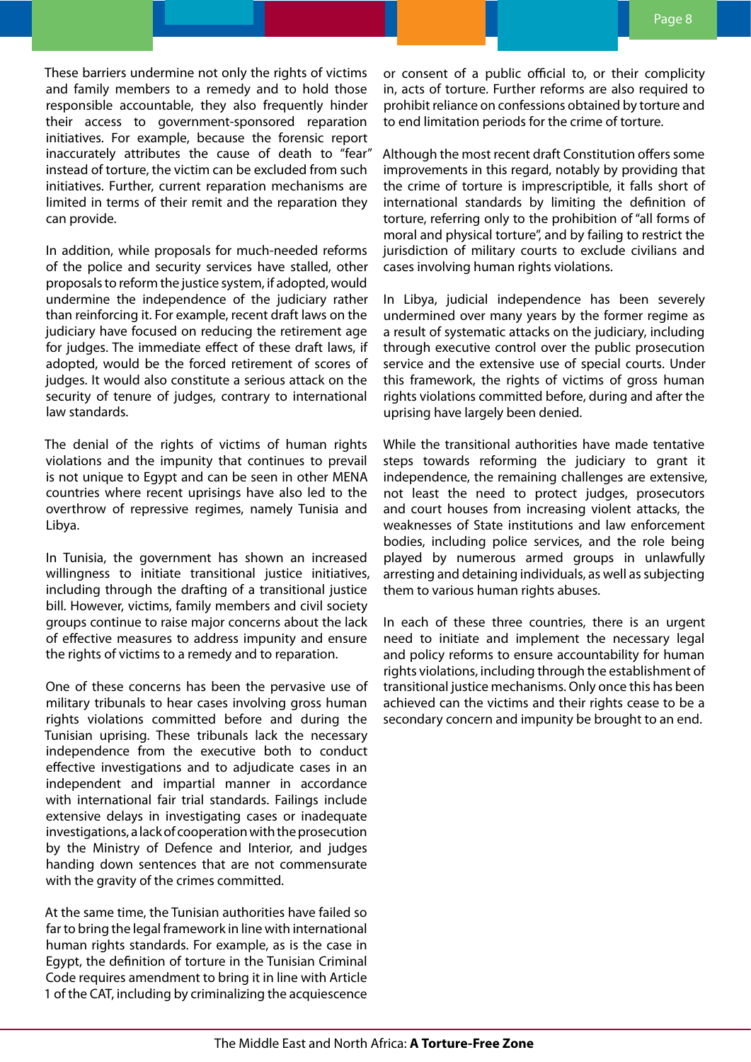These barriers undermine not only the rights of victims and family members to a remedy and to hold those responsible accountable, they also frequently hinder their access to government-sponsored reparation initiatives. For example, because the forensic report inaccurately attributes the cause of death to "fear" instead of torture, the victim can be excluded from such initiatives. Further, current reparation mechanisms are limited in terms of their remit and the reparation they can provide.

In addition, while proposals for much-needed reforms of the police and security services have stalled, other proposals to reform the justice system, if adopted, would undermine the independence of the judiciary rather than reinforcing it. For example, recent draft laws on the judiciary have focused on reducing the retirement age for judges. The immediate effect of these draft laws, if adopted, would be the forced retirement of scores of judges. It would also constitute a serious attack on the security of tenure of judges, contrary to international law standards.

The denial of the rights of victims of human rights violations and the impunity that continues to prevail is not unique to Egypt and can be seen in other MENA countries where recent uprisings have also led to the overthrow of repressive regimes, namely Tunisia and Libya.

In Tunisia, the government has shown an increased willingness to initiate transitional justice initiatives, including through the drafting of a transitional justice bill. However, victims, family members and civil society groups continue to raise major concerns about the lack of effective measures to address impunity and ensure the rights of victims to a remedy and to reparation.

One of these concerns has been the pervasive use of military tribunals to hear cases involving gross human rights violations committed before and during the Tunisian uprising. These tribunals lack the necessary independence from the executive both to conduct effective investigations and to adjudicate cases in an independent and impartial manner in accordance with international fair trial standards. Failings include extensive delays in investigating cases or inadequate investigations, a lack of cooperation with the prosecution by the Ministry of Defence and Interior, and judges handing down sentences that are not commensurate with the gravity of the crimes committed.

At the same time, the Tunisian authorities have failed so far to bring the legal framework in line with international human rights standards. For example, as is the case in Egypt, the definition of torture in the Tunisian Criminal Code requires amendment to bring it in line with Article 1 of the CAT, including by criminalizing the acquiescence or consent of a public official to, or their complicity in, acts of torture. Further reforms are also required to prohibit reliance on confessions obtained by torture and to end limitation periods for the crime of torture.

Although the most recent draft Constitution offers some improvements in this regard, notably by providing that the crime of torture is imprescriptible, it falls short of international standards by limiting the definition of torture, referring only to the prohibition of "all forms of moral and physical torture", and by failing to restrict the jurisdiction of military courts to exclude civilians and cases involving human rights violations.

In Libya, judicial independence has been severely undermined over many years by the former regime as a result of systematic attacks on the judiciary, including through executive control over the public prosecution service and the extensive use of special courts. Under this framework, the rights of victims of gross human rights violations committed before, during and after the uprising have largely been denied.

While the transitional authorities have made tentative steps towards reforming the judiciary to grant it independence, the remaining challenges are extensive, not least the need to protect judges, prosecutors and court houses from increasing violent attacks, the weaknesses of State institutions and law enforcement bodies, including police services, and the role being played by numerous armed groups in unlawfully arresting and detaining individuals, as well as subjecting them to various human rights abuses.

In each of these three countries, there is an urgent need to initiate and implement the necessary legal and policy reforms to ensure accountability for human rights violations, including through the establishment of transitional justice mechanisms. Only once this has been achieved can the victims and their rights cease to be a secondary concern and impunity be brought to an end.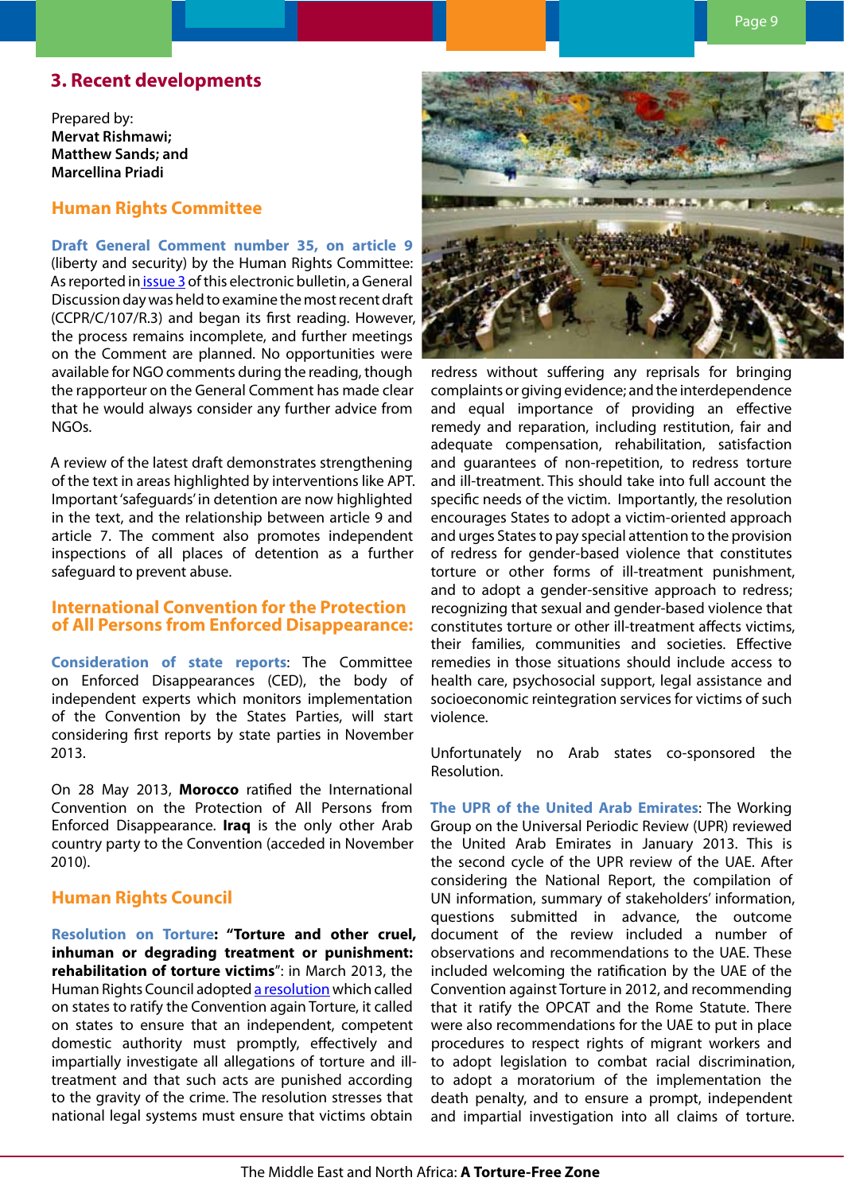## 3. Recent developments

Prepared by:
**Mervat Rishmawi;**
**Matthew Sands; and**
**Marcellina Priadi**

### Human Rights Committee

**Draft General Comment number 35, on article 9** (liberty and security) by the Human Rights Committee: As reported in issue 3 of this electronic bulletin, a General Discussion day was held to examine the most recent draft (CCPR/C/107/R.3) and began its first reading. However, the process remains incomplete, and further meetings on the Comment are planned. No opportunities were available for NGO comments during the reading, though the rapporteur on the General Comment has made clear that he would always consider any further advice from NGOs.

A review of the latest draft demonstrates strengthening of the text in areas highlighted by interventions like APT. Important 'safeguards' in detention are now highlighted in the text, and the relationship between article 9 and article 7. The comment also promotes independent inspections of all places of detention as a further safeguard to prevent abuse.

### International Convention for the Protection of All Persons from Enforced Disappearance:

**Consideration of state reports**: The Committee on Enforced Disappearances (CED), the body of independent experts which monitors implementation of the Convention by the States Parties, will start considering first reports by state parties in November 2013.

On 28 May 2013, **Morocco** ratified the International Convention on the Protection of All Persons from Enforced Disappearance. **Iraq** is the only other Arab country party to the Convention (acceded in November 2010).

### Human Rights Council

**Resolution on Torture**: **"Torture and other cruel, inhuman or degrading treatment or punishment: rehabilitation of torture victims"**: in March 2013, the Human Rights Council adopted a resolution which called on states to ratify the Convention again Torture, it called on states to ensure that an independent, competent domestic authority must promptly, effectively and impartially investigate all allegations of torture and ill-treatment and that such acts are punished according to the gravity of the crime. The resolution stresses that national legal systems must ensure that victims obtain redress without suffering any reprisals for bringing complaints or giving evidence; and the interdependence and equal importance of providing an effective remedy and reparation, including restitution, fair and adequate compensation, rehabilitation, satisfaction and guarantees of non-repetition, to redress torture and ill-treatment. This should take into full account the specific needs of the victim. Importantly, the resolution encourages States to adopt a victim-oriented approach and urges States to pay special attention to the provision of redress for gender-based violence that constitutes torture or other forms of ill-treatment punishment, and to adopt a gender-sensitive approach to redress; recognizing that sexual and gender-based violence that constitutes torture or other ill-treatment affects victims, their families, communities and societies. Effective remedies in those situations should include access to health care, psychosocial support, legal assistance and socioeconomic reintegration services for victims of such violence.

Unfortunately no Arab states co-sponsored the Resolution.

**The UPR of the United Arab Emirates**: The Working Group on the Universal Periodic Review (UPR) reviewed the United Arab Emirates in January 2013. This is the second cycle of the UPR review of the UAE. After considering the National Report, the compilation of UN information, summary of stakeholders' information, questions submitted in advance, the outcome document of the review included a number of observations and recommendations to the UAE. These included welcoming the ratification by the UAE of the Convention against Torture in 2012, and recommending that it ratify the OPCAT and the Rome Statute. There were also recommendations for the UAE to put in place procedures to respect rights of migrant workers and to adopt legislation to combat racial discrimination, to adopt a moratorium of the implementation the death penalty, and to ensure a prompt, independent and impartial investigation into all claims of torture.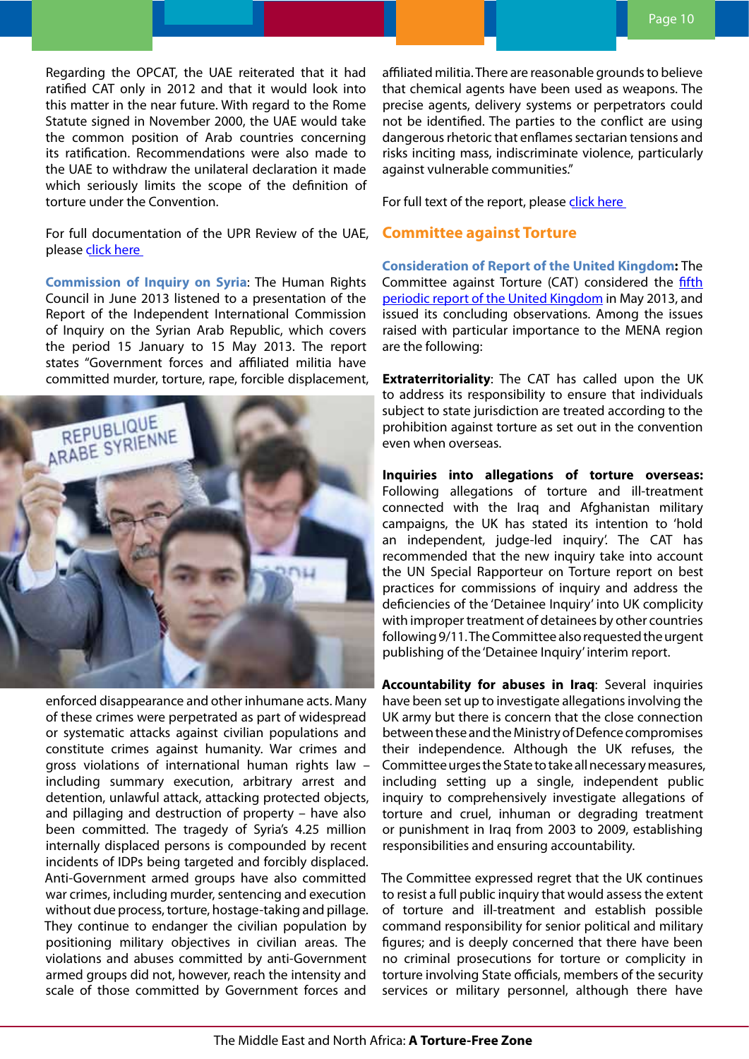Regarding the OPCAT, the UAE reiterated that it had ratified CAT only in 2012 and that it would look into this matter in the near future. With regard to the Rome Statute signed in November 2000, the UAE would take the common position of Arab countries concerning its ratification. Recommendations were also made to the UAE to withdraw the unilateral declaration it made which seriously limits the scope of the definition of torture under the Convention.

For full documentation of the UPR Review of the UAE, please click here

**Commission of Inquiry on Syria**: The Human Rights Council in June 2013 listened to a presentation of the Report of the Independent International Commission of Inquiry on the Syrian Arab Republic, which covers the period 15 January to 15 May 2013. The report states "Government forces and affiliated militia have committed murder, torture, rape, forcible displacement, enforced disappearance and other inhumane acts. Many of these crimes were perpetrated as part of widespread or systematic attacks against civilian populations and constitute crimes against humanity. War crimes and gross violations of international human rights law – including summary execution, arbitrary arrest and detention, unlawful attack, attacking protected objects, and pillaging and destruction of property – have also been committed. The tragedy of Syria's 4.25 million internally displaced persons is compounded by recent incidents of IDPs being targeted and forcibly displaced. Anti-Government armed groups have also committed war crimes, including murder, sentencing and execution without due process, torture, hostage-taking and pillage. They continue to endanger the civilian population by positioning military objectives in civilian areas. The violations and abuses committed by anti-Government armed groups did not, however, reach the intensity and scale of those committed by Government forces and affiliated militia. There are reasonable grounds to believe that chemical agents have been used as weapons. The precise agents, delivery systems or perpetrators could not be identified. The parties to the conflict are using dangerous rhetoric that enflames sectarian tensions and risks inciting mass, indiscriminate violence, particularly against vulnerable communities."

For full text of the report, please click here

## Committee against Torture

**Consideration of Report of the United Kingdom:** The Committee against Torture (CAT) considered the fifth periodic report of the United Kingdom in May 2013, and issued its concluding observations. Among the issues raised with particular importance to the MENA region are the following:

**Extraterritoriality**: The CAT has called upon the UK to address its responsibility to ensure that individuals subject to state jurisdiction are treated according to the prohibition against torture as set out in the convention even when overseas.

**Inquiries into allegations of torture overseas:** Following allegations of torture and ill-treatment connected with the Iraq and Afghanistan military campaigns, the UK has stated its intention to 'hold an independent, judge-led inquiry'. The CAT has recommended that the new inquiry take into account the UN Special Rapporteur on Torture report on best practices for commissions of inquiry and address the deficiencies of the 'Detainee Inquiry' into UK complicity with improper treatment of detainees by other countries following 9/11. The Committee also requested the urgent publishing of the 'Detainee Inquiry' interim report.

**Accountability for abuses in Iraq**: Several inquiries have been set up to investigate allegations involving the UK army but there is concern that the close connection between these and the Ministry of Defence compromises their independence. Although the UK refuses, the Committee urges the State to take all necessary measures, including setting up a single, independent public inquiry to comprehensively investigate allegations of torture and cruel, inhuman or degrading treatment or punishment in Iraq from 2003 to 2009, establishing responsibilities and ensuring accountability.

The Committee expressed regret that the UK continues to resist a full public inquiry that would assess the extent of torture and ill-treatment and establish possible command responsibility for senior political and military figures; and is deeply concerned that there have been no criminal prosecutions for torture or complicity in torture involving State officials, members of the security services or military personnel, although there have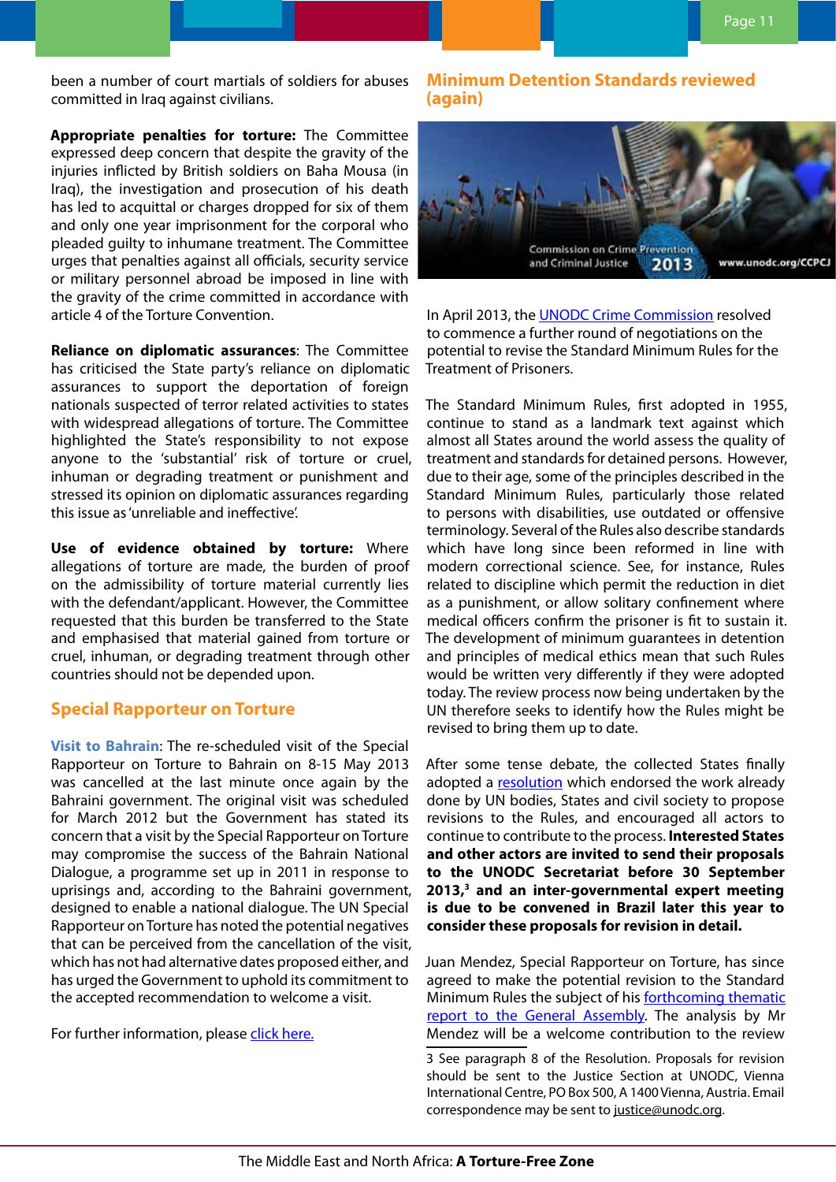been a number of court martials of soldiers for abuses committed in Iraq against civilians.

**Appropriate penalties for torture:** The Committee expressed deep concern that despite the gravity of the injuries inflicted by British soldiers on Baha Mousa (in Iraq), the investigation and prosecution of his death has led to acquittal or charges dropped for six of them and only one year imprisonment for the corporal who pleaded guilty to inhumane treatment. The Committee urges that penalties against all officials, security service or military personnel abroad be imposed in line with the gravity of the crime committed in accordance with article 4 of the Torture Convention.

**Reliance on diplomatic assurances**: The Committee has criticised the State party's reliance on diplomatic assurances to support the deportation of foreign nationals suspected of terror related activities to states with widespread allegations of torture. The Committee highlighted the State's responsibility to not expose anyone to the 'substantial' risk of torture or cruel, inhuman or degrading treatment or punishment and stressed its opinion on diplomatic assurances regarding this issue as 'unreliable and ineffective'.

**Use of evidence obtained by torture:** Where allegations of torture are made, the burden of proof on the admissibility of torture material currently lies with the defendant/applicant. However, the Committee requested that this burden be transferred to the State and emphasised that material gained from torture or cruel, inhuman, or degrading treatment through other countries should not be depended upon.

## Special Rapporteur on Torture

**Visit to Bahrain**: The re-scheduled visit of the Special Rapporteur on Torture to Bahrain on 8-15 May 2013 was cancelled at the last minute once again by the Bahraini government. The original visit was scheduled for March 2012 but the Government has stated its concern that a visit by the Special Rapporteur on Torture may compromise the success of the Bahrain National Dialogue, a programme set up in 2011 in response to uprisings and, according to the Bahraini government, designed to enable a national dialogue. The UN Special Rapporteur on Torture has noted the potential negatives that can be perceived from the cancellation of the visit, which has not had alternative dates proposed either, and has urged the Government to uphold its commitment to the accepted recommendation to welcome a visit.

For further information, please click here.

## Minimum Detention Standards reviewed (again)

Commission on Crime Prevention and Criminal Justice 2013 www.unodc.org/CCPCJ

In April 2013, the UNODC Crime Commission resolved to commence a further round of negotiations on the potential to revise the Standard Minimum Rules for the Treatment of Prisoners.

The Standard Minimum Rules, first adopted in 1955, continue to stand as a landmark text against which almost all States around the world assess the quality of treatment and standards for detained persons. However, due to their age, some of the principles described in the Standard Minimum Rules, particularly those related to persons with disabilities, use outdated or offensive terminology. Several of the Rules also describe standards which have long since been reformed in line with modern correctional science. See, for instance, Rules related to discipline which permit the reduction in diet as a punishment, or allow solitary confinement where medical officers confirm the prisoner is fit to sustain it. The development of minimum guarantees in detention and principles of medical ethics mean that such Rules would be written very differently if they were adopted today. The review process now being undertaken by the UN therefore seeks to identify how the Rules might be revised to bring them up to date.

After some tense debate, the collected States finally adopted a resolution which endorsed the work already done by UN bodies, States and civil society to propose revisions to the Rules, and encouraged all actors to continue to contribute to the process. **Interested States and other actors are invited to send their proposals to the UNODC Secretariat before 30 September 2013,[3] and an inter-governmental expert meeting is due to be convened in Brazil later this year to consider these proposals for revision in detail.**

Juan Mendez, Special Rapporteur on Torture, has since agreed to make the potential revision to the Standard Minimum Rules the subject of his forthcoming thematic report to the General Assembly. The analysis by Mr Mendez will be a welcome contribution to the review

3 See paragraph 8 of the Resolution. Proposals for revision should be sent to the Justice Section at UNODC, Vienna International Centre, PO Box 500, A 1400 Vienna, Austria. Email correspondence may be sent to justice@unodc.org.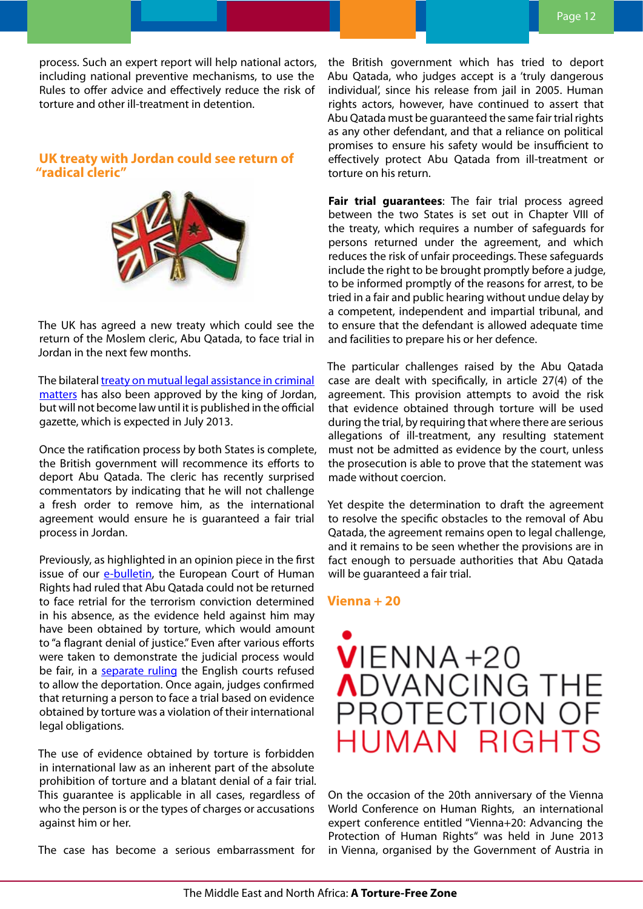process. Such an expert report will help national actors, including national preventive mechanisms, to use the Rules to offer advice and effectively reduce the risk of torture and other ill-treatment in detention.

## UK treaty with Jordan could see return of "radical cleric"

The UK has agreed a new treaty which could see the return of the Moslem cleric, Abu Qatada, to face trial in Jordan in the next few months.

The bilateral treaty on mutual legal assistance in criminal matters has also been approved by the king of Jordan, but will not become law until it is published in the official gazette, which is expected in July 2013.

Once the ratification process by both States is complete, the British government will recommence its efforts to deport Abu Qatada. The cleric has recently surprised commentators by indicating that he will not challenge a fresh order to remove him, as the international agreement would ensure he is guaranteed a fair trial process in Jordan.

Previously, as highlighted in an opinion piece in the first issue of our e-bulletin, the European Court of Human Rights had ruled that Abu Qatada could not be returned to face retrial for the terrorism conviction determined in his absence, as the evidence held against him may have been obtained by torture, which would amount to "a flagrant denial of justice." Even after various efforts were taken to demonstrate the judicial process would be fair, in a separate ruling the English courts refused to allow the deportation. Once again, judges confirmed that returning a person to face a trial based on evidence obtained by torture was a violation of their international legal obligations.

The use of evidence obtained by torture is forbidden in international law as an inherent part of the absolute prohibition of torture and a blatant denial of a fair trial. This guarantee is applicable in all cases, regardless of who the person is or the types of charges or accusations against him or her.

The case has become a serious embarrassment for the British government which has tried to deport Abu Qatada, who judges accept is a 'truly dangerous individual', since his release from jail in 2005. Human rights actors, however, have continued to assert that Abu Qatada must be guaranteed the same fair trial rights as any other defendant, and that a reliance on political promises to ensure his safety would be insufficient to effectively protect Abu Qatada from ill-treatment or torture on his return.

**Fair trial guarantees**: The fair trial process agreed between the two States is set out in Chapter VIII of the treaty, which requires a number of safeguards for persons returned under the agreement, and which reduces the risk of unfair proceedings. These safeguards include the right to be brought promptly before a judge, to be informed promptly of the reasons for arrest, to be tried in a fair and public hearing without undue delay by a competent, independent and impartial tribunal, and to ensure that the defendant is allowed adequate time and facilities to prepare his or her defence.

The particular challenges raised by the Abu Qatada case are dealt with specifically, in article 27(4) of the agreement. This provision attempts to avoid the risk that evidence obtained through torture will be used during the trial, by requiring that where there are serious allegations of ill-treatment, any resulting statement must not be admitted as evidence by the court, unless the prosecution is able to prove that the statement was made without coercion.

Yet despite the determination to draft the agreement to resolve the specific obstacles to the removal of Abu Qatada, the agreement remains open to legal challenge, and it remains to be seen whether the provisions are in fact enough to persuade authorities that Abu Qatada will be guaranteed a fair trial.

## Vienna + 20

VIENNA +20 ADVANCING THE PROTECTION OF HUMAN RIGHTS

On the occasion of the 20th anniversary of the Vienna World Conference on Human Rights, an international expert conference entitled "Vienna+20: Advancing the Protection of Human Rights" was held in June 2013 in Vienna, organised by the Government of Austria in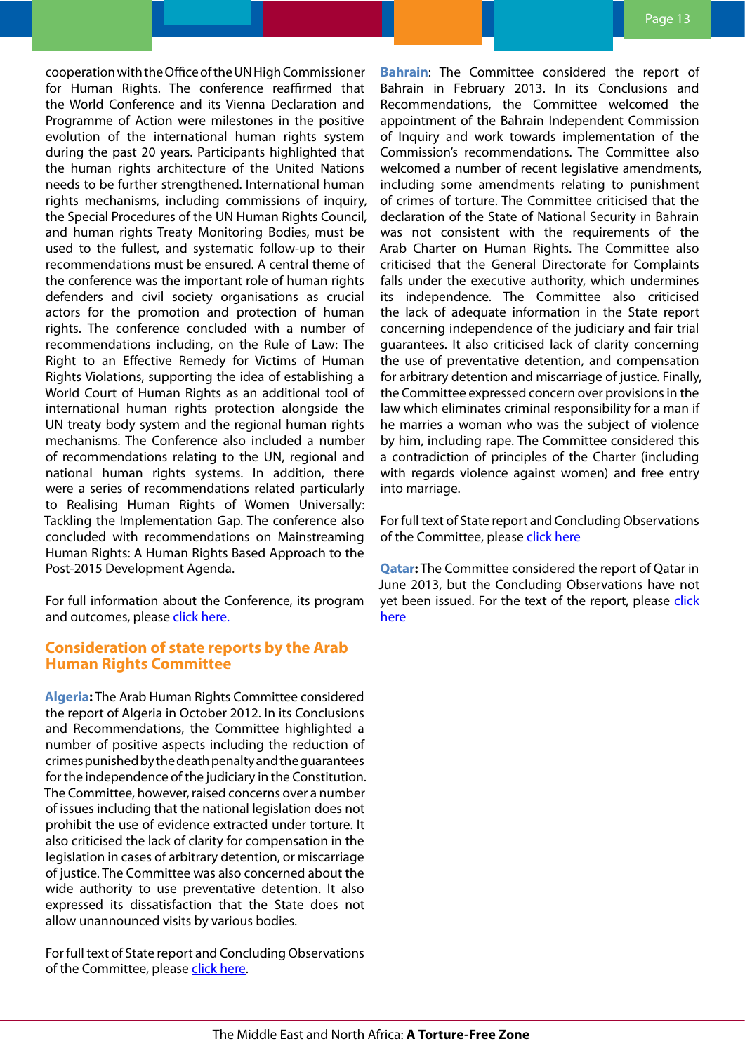cooperation with the Office of the UN High Commissioner for Human Rights. The conference reaffirmed that the World Conference and its Vienna Declaration and Programme of Action were milestones in the positive evolution of the international human rights system during the past 20 years. Participants highlighted that the human rights architecture of the United Nations needs to be further strengthened. International human rights mechanisms, including commissions of inquiry, the Special Procedures of the UN Human Rights Council, and human rights Treaty Monitoring Bodies, must be used to the fullest, and systematic follow-up to their recommendations must be ensured. A central theme of the conference was the important role of human rights defenders and civil society organisations as crucial actors for the promotion and protection of human rights. The conference concluded with a number of recommendations including, on the Rule of Law: The Right to an Effective Remedy for Victims of Human Rights Violations, supporting the idea of establishing a World Court of Human Rights as an additional tool of international human rights protection alongside the UN treaty body system and the regional human rights mechanisms. The Conference also included a number of recommendations relating to the UN, regional and national human rights systems. In addition, there were a series of recommendations related particularly to Realising Human Rights of Women Universally: Tackling the Implementation Gap. The conference also concluded with recommendations on Mainstreaming Human Rights: A Human Rights Based Approach to the Post-2015 Development Agenda.

For full information about the Conference, its program and outcomes, please click here.

## Consideration of state reports by the Arab Human Rights Committee

**Algeria:** The Arab Human Rights Committee considered the report of Algeria in October 2012. In its Conclusions and Recommendations, the Committee highlighted a number of positive aspects including the reduction of crimes punished by the death penalty and the guarantees for the independence of the judiciary in the Constitution. The Committee, however, raised concerns over a number of issues including that the national legislation does not prohibit the use of evidence extracted under torture. It also criticised the lack of clarity for compensation in the legislation in cases of arbitrary detention, or miscarriage of justice. The Committee was also concerned about the wide authority to use preventative detention. It also expressed its dissatisfaction that the State does not allow unannounced visits by various bodies.

For full text of State report and Concluding Observations of the Committee, please click here.

**Bahrain**: The Committee considered the report of Bahrain in February 2013. In its Conclusions and Recommendations, the Committee welcomed the appointment of the Bahrain Independent Commission of Inquiry and work towards implementation of the Commission's recommendations. The Committee also welcomed a number of recent legislative amendments, including some amendments relating to punishment of crimes of torture. The Committee criticised that the declaration of the State of National Security in Bahrain was not consistent with the requirements of the Arab Charter on Human Rights. The Committee also criticised that the General Directorate for Complaints falls under the executive authority, which undermines its independence. The Committee also criticised the lack of adequate information in the State report concerning independence of the judiciary and fair trial guarantees. It also criticised lack of clarity concerning the use of preventative detention, and compensation for arbitrary detention and miscarriage of justice. Finally, the Committee expressed concern over provisions in the law which eliminates criminal responsibility for a man if he marries a woman who was the subject of violence by him, including rape. The Committee considered this a contradiction of principles of the Charter (including with regards violence against women) and free entry into marriage.

For full text of State report and Concluding Observations of the Committee, please click here

**Qatar:** The Committee considered the report of Qatar in June 2013, but the Concluding Observations have not yet been issued. For the text of the report, please click here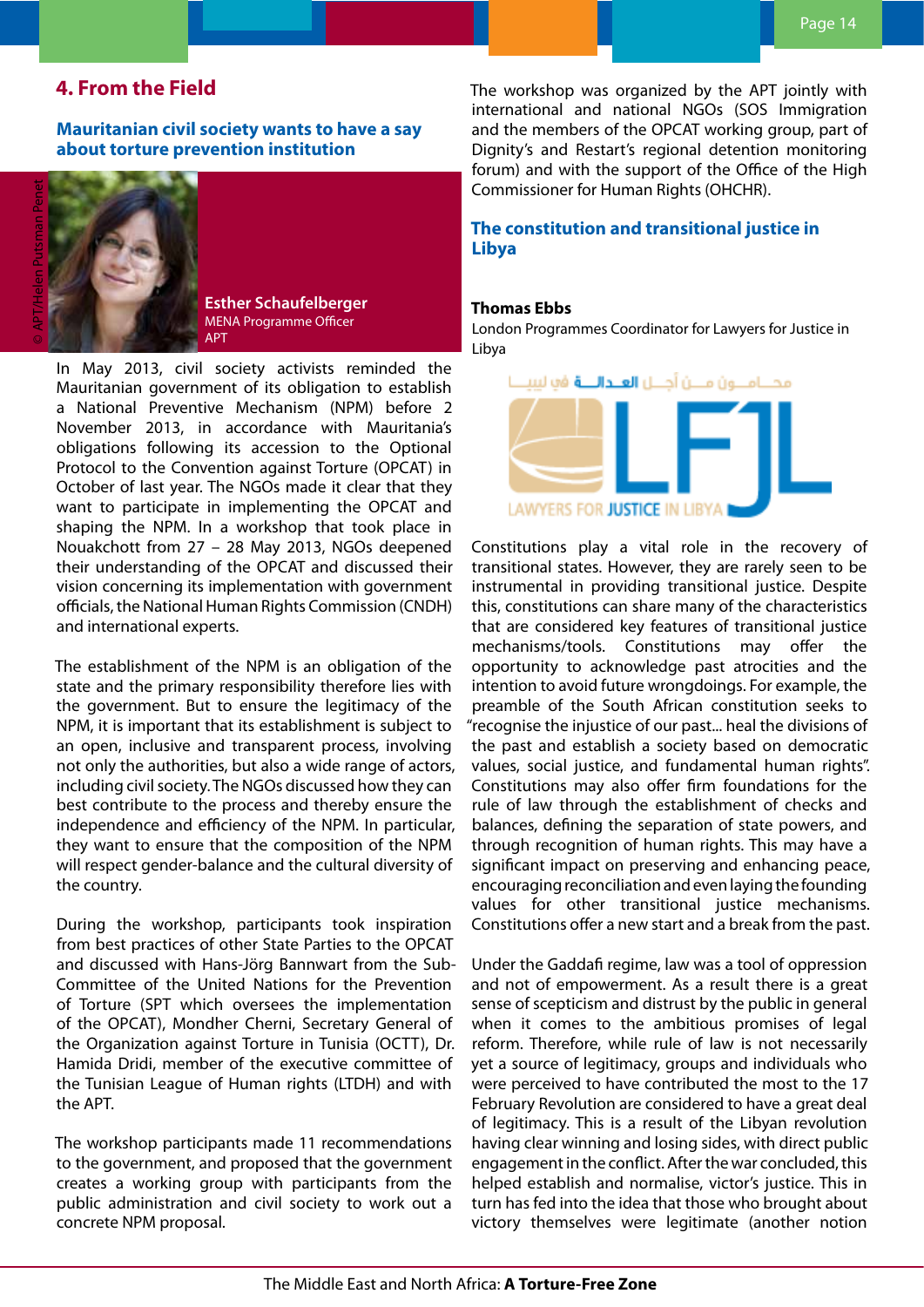## 4. From the Field

### Mauritanian civil society wants to have a say about torture prevention institution

© APT/Helen Putsman Penet

**Esther Schaufelberger**
MENA Programme Officer
APT

In May 2013, civil society activists reminded the Mauritanian government of its obligation to establish a National Preventive Mechanism (NPM) before 2 November 2013, in accordance with Mauritania's obligations following its accession to the Optional Protocol to the Convention against Torture (OPCAT) in October of last year. The NGOs made it clear that they want to participate in implementing the OPCAT and shaping the NPM. In a workshop that took place in Nouakchott from 27 – 28 May 2013, NGOs deepened their understanding of the OPCAT and discussed their vision concerning its implementation with government officials, the National Human Rights Commission (CNDH) and international experts.

The establishment of the NPM is an obligation of the state and the primary responsibility therefore lies with the government. But to ensure the legitimacy of the NPM, it is important that its establishment is subject to an open, inclusive and transparent process, involving not only the authorities, but also a wide range of actors, including civil society. The NGOs discussed how they can best contribute to the process and thereby ensure the independence and efficiency of the NPM. In particular, they want to ensure that the composition of the NPM will respect gender-balance and the cultural diversity of the country.

During the workshop, participants took inspiration from best practices of other State Parties to the OPCAT and discussed with Hans-Jörg Bannwart from the Sub-Committee of the United Nations for the Prevention of Torture (SPT which oversees the implementation of the OPCAT), Mondher Cherni, Secretary General of the Organization against Torture in Tunisia (OCTT), Dr. Hamida Dridi, member of the executive committee of the Tunisian League of Human rights (LTDH) and with the APT.

The workshop participants made 11 recommendations to the government, and proposed that the government creates a working group with participants from the public administration and civil society to work out a concrete NPM proposal.

The workshop was organized by the APT jointly with international and national NGOs (SOS Immigration and the members of the OPCAT working group, part of Dignity's and Restart's regional detention monitoring forum) and with the support of the Office of the High Commissioner for Human Rights (OHCHR).

### The constitution and transitional justice in Libya

**Thomas Ebbs**
London Programmes Coordinator for Lawyers for Justice in Libya

محامون من أجل العدالة في ليبيا
LFJL
LAWYERS FOR JUSTICE IN LIBYA

Constitutions play a vital role in the recovery of transitional states. However, they are rarely seen to be instrumental in providing transitional justice. Despite this, constitutions can share many of the characteristics that are considered key features of transitional justice mechanisms/tools. Constitutions may offer the opportunity to acknowledge past atrocities and the intention to avoid future wrongdoings. For example, the preamble of the South African constitution seeks to "recognise the injustice of our past... heal the divisions of the past and establish a society based on democratic values, social justice, and fundamental human rights". Constitutions may also offer firm foundations for the rule of law through the establishment of checks and balances, defining the separation of state powers, and through recognition of human rights. This may have a significant impact on preserving and enhancing peace, encouraging reconciliation and even laying the founding values for other transitional justice mechanisms. Constitutions offer a new start and a break from the past.

Under the Gaddafi regime, law was a tool of oppression and not of empowerment. As a result there is a great sense of scepticism and distrust by the public in general when it comes to the ambitious promises of legal reform. Therefore, while rule of law is not necessarily yet a source of legitimacy, groups and individuals who were perceived to have contributed the most to the 17 February Revolution are considered to have a great deal of legitimacy. This is a result of the Libyan revolution having clear winning and losing sides, with direct public engagement in the conflict. After the war concluded, this helped establish and normalise, victor's justice. This in turn has fed into the idea that those who brought about victory themselves were legitimate (another notion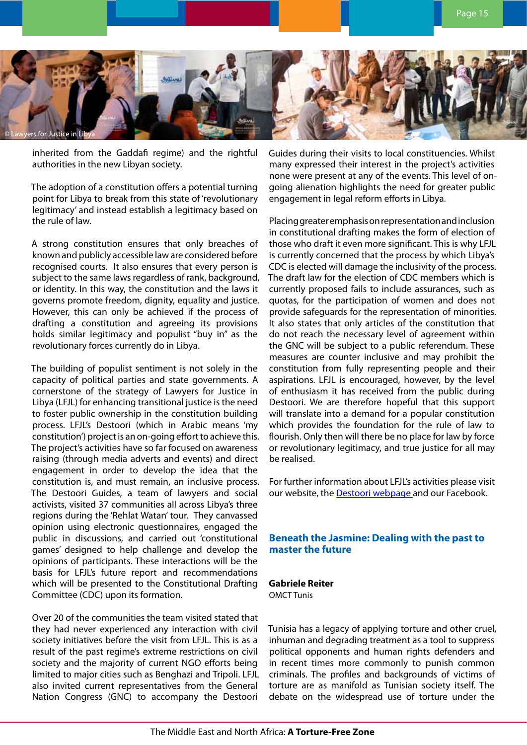inherited from the Gaddafi regime) and the rightful authorities in the new Libyan society.

The adoption of a constitution offers a potential turning point for Libya to break from this state of 'revolutionary legitimacy' and instead establish a legitimacy based on the rule of law.

A strong constitution ensures that only breaches of known and publicly accessible law are considered before recognised courts. It also ensures that every person is subject to the same laws regardless of rank, background, or identity. In this way, the constitution and the laws it governs promote freedom, dignity, equality and justice. However, this can only be achieved if the process of drafting a constitution and agreeing its provisions holds similar legitimacy and populist "buy in" as the revolutionary forces currently do in Libya.

The building of populist sentiment is not solely in the capacity of political parties and state governments. A cornerstone of the strategy of Lawyers for Justice in Libya (LFJL) for enhancing transitional justice is the need to foster public ownership in the constitution building process. LFJL's Destoori (which in Arabic means 'my constitution') project is an on-going effort to achieve this. The project's activities have so far focused on awareness raising (through media adverts and events) and direct engagement in order to develop the idea that the constitution is, and must remain, an inclusive process. The Destoori Guides, a team of lawyers and social activists, visited 37 communities all across Libya's three regions during the 'Rehlat Watan' tour. They canvassed opinion using electronic questionnaires, engaged the public in discussions, and carried out 'constitutional games' designed to help challenge and develop the opinions of participants. These interactions will be the basis for LFJL's future report and recommendations which will be presented to the Constitutional Drafting Committee (CDC) upon its formation.

Over 20 of the communities the team visited stated that they had never experienced any interaction with civil society initiatives before the visit from LFJL. This is as a result of the past regime's extreme restrictions on civil society and the majority of current NGO efforts being limited to major cities such as Benghazi and Tripoli. LFJL also invited current representatives from the General Nation Congress (GNC) to accompany the Destoori Guides during their visits to local constituencies. Whilst many expressed their interest in the project's activities none were present at any of the events. This level of on-going alienation highlights the need for greater public engagement in legal reform efforts in Libya.

Placing greater emphasis on representation and inclusion in constitutional drafting makes the form of election of those who draft it even more significant. This is why LFJL is currently concerned that the process by which Libya's CDC is elected will damage the inclusivity of the process. The draft law for the election of CDC members which is currently proposed fails to include assurances, such as quotas, for the participation of women and does not provide safeguards for the representation of minorities. It also states that only articles of the constitution that do not reach the necessary level of agreement within the GNC will be subject to a public referendum. These measures are counter inclusive and may prohibit the constitution from fully representing people and their aspirations. LFJL is encouraged, however, by the level of enthusiasm it has received from the public during Destoori. We are therefore hopeful that this support will translate into a demand for a popular constitution which provides the foundation for the rule of law to flourish. Only then will there be no place for law by force or revolutionary legitimacy, and true justice for all may be realised.

For further information about LFJL's activities please visit our website, the Destoori webpage and our Facebook.

## Beneath the Jasmine: Dealing with the past to master the future

**Gabriele Reiter**
OMCT Tunis

Tunisia has a legacy of applying torture and other cruel, inhuman and degrading treatment as a tool to suppress political opponents and human rights defenders and in recent times more commonly to punish common criminals. The profiles and backgrounds of victims of torture are as manifold as Tunisian society itself. The debate on the widespread use of torture under the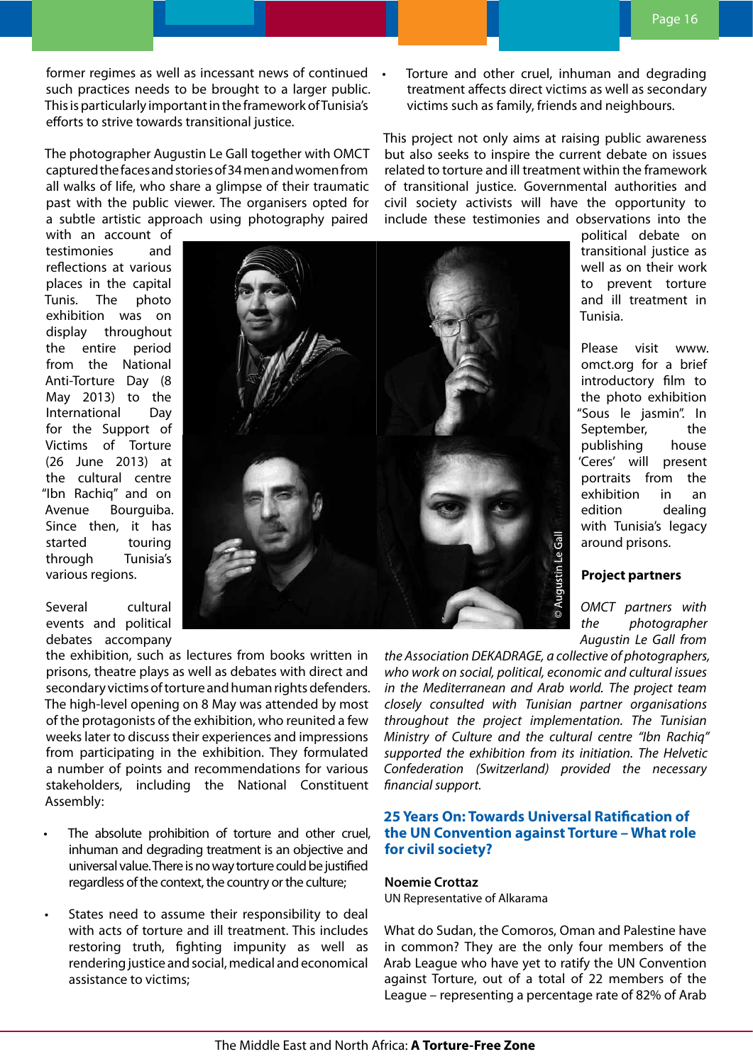former regimes as well as incessant news of continued such practices needs to be brought to a larger public. This is particularly important in the framework of Tunisia's efforts to strive towards transitional justice.

The photographer Augustin Le Gall together with OMCT captured the faces and stories of 34 men and women from all walks of life, who share a glimpse of their traumatic past with the public viewer. The organisers opted for a subtle artistic approach using photography paired with an account of testimonies and reflections at various places in the capital Tunis. The photo exhibition was on display throughout the entire period from the National Anti-Torture Day (8 May 2013) to the International Day for the Support of Victims of Torture (26 June 2013) at the cultural centre "Ibn Rachiq" and on Avenue Bourguiba. Since then, it has started touring through Tunisia's various regions.

Several cultural events and political debates accompany the exhibition, such as lectures from books written in prisons, theatre plays as well as debates with direct and secondary victims of torture and human rights defenders. The high-level opening on 8 May was attended by most of the protagonists of the exhibition, who reunited a few weeks later to discuss their experiences and impressions from participating in the exhibition. They formulated a number of points and recommendations for various stakeholders, including the National Constituent Assembly:

- The absolute prohibition of torture and other cruel, inhuman and degrading treatment is an objective and universal value. There is no way torture could be justified regardless of the context, the country or the culture;
- States need to assume their responsibility to deal with acts of torture and ill treatment. This includes restoring truth, fighting impunity as well as rendering justice and social, medical and economical assistance to victims;
- Torture and other cruel, inhuman and degrading treatment affects direct victims as well as secondary victims such as family, friends and neighbours.

This project not only aims at raising public awareness but also seeks to inspire the current debate on issues related to torture and ill treatment within the framework of transitional justice. Governmental authorities and civil society activists will have the opportunity to include these testimonies and observations into the political debate on transitional justice as well as on their work to prevent torture and ill treatment in Tunisia.

Please visit www.omct.org for a brief introductory film to the photo exhibition "Sous le jasmin". In September, the publishing house 'Ceres' will present portraits from the exhibition in an edition dealing with Tunisia's legacy around prisons.

© Augustin Le Gall

**Project partners**

*OMCT partners with the photographer Augustin Le Gall from the Association DEKADRAGE, a collective of photographers, who work on social, political, economic and cultural issues in the Mediterranean and Arab world. The project team closely consulted with Tunisian partner organisations throughout the project implementation. The Tunisian Ministry of Culture and the cultural centre "Ibn Rachiq" supported the exhibition from its initiation. The Helvetic Confederation (Switzerland) provided the necessary financial support.*

## 25 Years On: Towards Universal Ratification of the UN Convention against Torture – What role for civil society?

**Noemie Crottaz**
UN Representative of Alkarama

What do Sudan, the Comoros, Oman and Palestine have in common? They are the only four members of the Arab League who have yet to ratify the UN Convention against Torture, out of a total of 22 members of the League – representing a percentage rate of 82% of Arab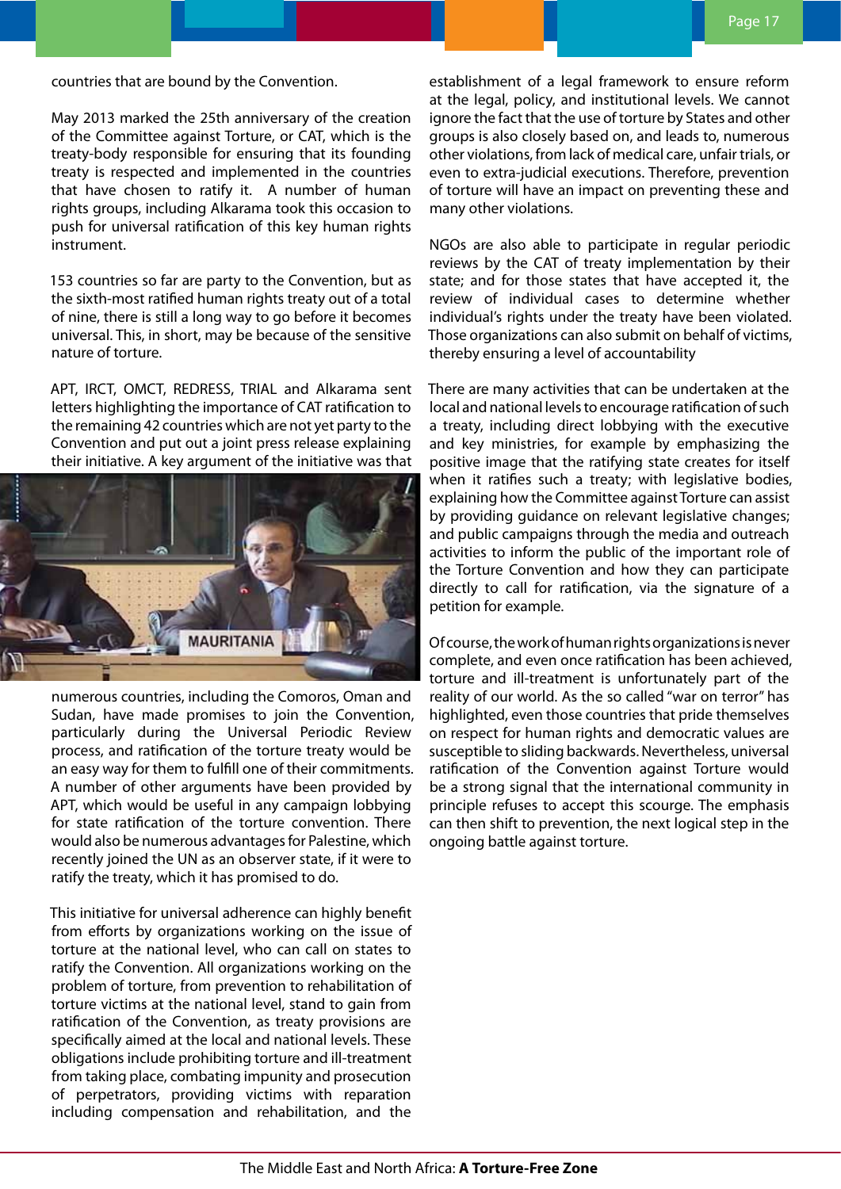countries that are bound by the Convention.

May 2013 marked the 25th anniversary of the creation of the Committee against Torture, or CAT, which is the treaty-body responsible for ensuring that its founding treaty is respected and implemented in the countries that have chosen to ratify it. A number of human rights groups, including Alkarama took this occasion to push for universal ratification of this key human rights instrument.

153 countries so far are party to the Convention, but as the sixth-most ratified human rights treaty out of a total of nine, there is still a long way to go before it becomes universal. This, in short, may be because of the sensitive nature of torture.

APT, IRCT, OMCT, REDRESS, TRIAL and Alkarama sent letters highlighting the importance of CAT ratification to the remaining 42 countries which are not yet party to the Convention and put out a joint press release explaining their initiative. A key argument of the initiative was that numerous countries, including the Comoros, Oman and Sudan, have made promises to join the Convention, particularly during the Universal Periodic Review process, and ratification of the torture treaty would be an easy way for them to fulfill one of their commitments. A number of other arguments have been provided by APT, which would be useful in any campaign lobbying for state ratification of the torture convention. There would also be numerous advantages for Palestine, which recently joined the UN as an observer state, if it were to ratify the treaty, which it has promised to do.

This initiative for universal adherence can highly benefit from efforts by organizations working on the issue of torture at the national level, who can call on states to ratify the Convention. All organizations working on the problem of torture, from prevention to rehabilitation of torture victims at the national level, stand to gain from ratification of the Convention, as treaty provisions are specifically aimed at the local and national levels. These obligations include prohibiting torture and ill-treatment from taking place, combating impunity and prosecution of perpetrators, providing victims with reparation including compensation and rehabilitation, and the establishment of a legal framework to ensure reform at the legal, policy, and institutional levels. We cannot ignore the fact that the use of torture by States and other groups is also closely based on, and leads to, numerous other violations, from lack of medical care, unfair trials, or even to extra-judicial executions. Therefore, prevention of torture will have an impact on preventing these and many other violations.

NGOs are also able to participate in regular periodic reviews by the CAT of treaty implementation by their state; and for those states that have accepted it, the review of individual cases to determine whether individual's rights under the treaty have been violated. Those organizations can also submit on behalf of victims, thereby ensuring a level of accountability

There are many activities that can be undertaken at the local and national levels to encourage ratification of such a treaty, including direct lobbying with the executive and key ministries, for example by emphasizing the positive image that the ratifying state creates for itself when it ratifies such a treaty; with legislative bodies, explaining how the Committee against Torture can assist by providing guidance on relevant legislative changes; and public campaigns through the media and outreach activities to inform the public of the important role of the Torture Convention and how they can participate directly to call for ratification, via the signature of a petition for example.

Of course, the work of human rights organizations is never complete, and even once ratification has been achieved, torture and ill-treatment is unfortunately part of the reality of our world. As the so called "war on terror" has highlighted, even those countries that pride themselves on respect for human rights and democratic values are susceptible to sliding backwards. Nevertheless, universal ratification of the Convention against Torture would be a strong signal that the international community in principle refuses to accept this scourge. The emphasis can then shift to prevention, the next logical step in the ongoing battle against torture.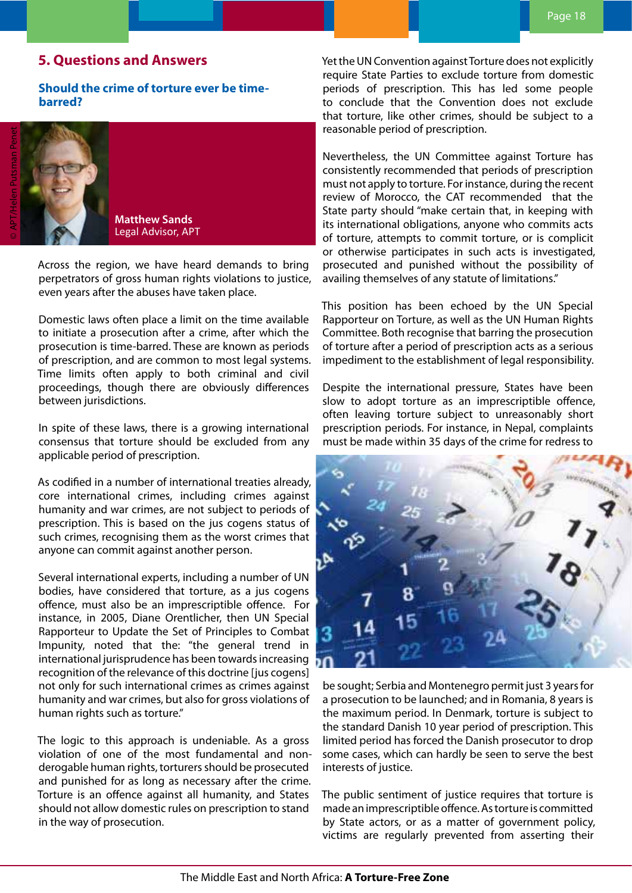## 5. Questions and Answers

### Should the crime of torture ever be time-barred?

© APT/Helen Putsman Penet

**Matthew Sands**
Legal Advisor, APT

Across the region, we have heard demands to bring perpetrators of gross human rights violations to justice, even years after the abuses have taken place.

Domestic laws often place a limit on the time available to initiate a prosecution after a crime, after which the prosecution is time-barred. These are known as periods of prescription, and are common to most legal systems. Time limits often apply to both criminal and civil proceedings, though there are obviously differences between jurisdictions.

In spite of these laws, there is a growing international consensus that torture should be excluded from any applicable period of prescription.

As codified in a number of international treaties already, core international crimes, including crimes against humanity and war crimes, are not subject to periods of prescription. This is based on the jus cogens status of such crimes, recognising them as the worst crimes that anyone can commit against another person.

Several international experts, including a number of UN bodies, have considered that torture, as a jus cogens offence, must also be an imprescriptible offence. For instance, in 2005, Diane Orentlicher, then UN Special Rapporteur to Update the Set of Principles to Combat Impunity, noted that the: "the general trend in international jurisprudence has been towards increasing recognition of the relevance of this doctrine [jus cogens] not only for such international crimes as crimes against humanity and war crimes, but also for gross violations of human rights such as torture."

The logic to this approach is undeniable. As a gross violation of one of the most fundamental and non-derogable human rights, torturers should be prosecuted and punished for as long as necessary after the crime. Torture is an offence against all humanity, and States should not allow domestic rules on prescription to stand in the way of prosecution.

Yet the UN Convention against Torture does not explicitly require State Parties to exclude torture from domestic periods of prescription. This has led some people to conclude that the Convention does not exclude that torture, like other crimes, should be subject to a reasonable period of prescription.

Nevertheless, the UN Committee against Torture has consistently recommended that periods of prescription must not apply to torture. For instance, during the recent review of Morocco, the CAT recommended that the State party should "make certain that, in keeping with its international obligations, anyone who commits acts of torture, attempts to commit torture, or is complicit or otherwise participates in such acts is investigated, prosecuted and punished without the possibility of availing themselves of any statute of limitations."

This position has been echoed by the UN Special Rapporteur on Torture, as well as the UN Human Rights Committee. Both recognise that barring the prosecution of torture after a period of prescription acts as a serious impediment to the establishment of legal responsibility.

Despite the international pressure, States have been slow to adopt torture as an imprescriptible offence, often leaving torture subject to unreasonably short prescription periods. For instance, in Nepal, complaints must be made within 35 days of the crime for redress to be sought; Serbia and Montenegro permit just 3 years for a prosecution to be launched; and in Romania, 8 years is the maximum period. In Denmark, torture is subject to the standard Danish 10 year period of prescription. This limited period has forced the Danish prosecutor to drop some cases, which can hardly be seen to serve the best interests of justice.

The public sentiment of justice requires that torture is made an imprescriptible offence. As torture is committed by State actors, or as a matter of government policy, victims are regularly prevented from asserting their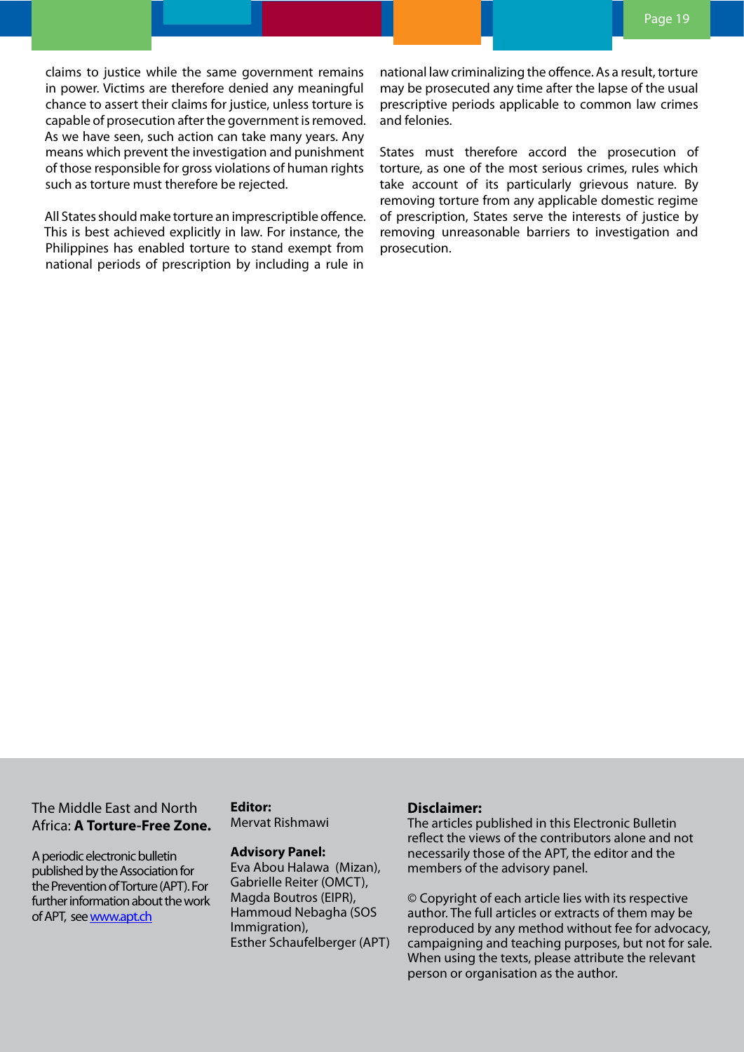claims to justice while the same government remains in power. Victims are therefore denied any meaningful chance to assert their claims for justice, unless torture is capable of prosecution after the government is removed. As we have seen, such action can take many years. Any means which prevent the investigation and punishment of those responsible for gross violations of human rights such as torture must therefore be rejected.

All States should make torture an imprescriptible offence. This is best achieved explicitly in law. For instance, the Philippines has enabled torture to stand exempt from national periods of prescription by including a rule in national law criminalizing the offence. As a result, torture may be prosecuted any time after the lapse of the usual prescriptive periods applicable to common law crimes and felonies.

States must therefore accord the prosecution of torture, as one of the most serious crimes, rules which take account of its particularly grievous nature. By removing torture from any applicable domestic regime of prescription, States serve the interests of justice by removing unreasonable barriers to investigation and prosecution.

---

The Middle East and North Africa: **A Torture-Free Zone.**

A periodic electronic bulletin published by the Association for the Prevention of Torture (APT). For further information about the work of APT, see [www.apt.ch](http://www.apt.ch)

**Editor:**
Mervat Rishmawi

**Advisory Panel:**
Eva Abou Halawa (Mizan),
Gabrielle Reiter (OMCT),
Magda Boutros (EIPR),
Hammoud Nebagha (SOS Immigration),
Esther Schaufelberger (APT)

**Disclaimer:**
The articles published in this Electronic Bulletin reflect the views of the contributors alone and not necessarily those of the APT, the editor and the members of the advisory panel.

© Copyright of each article lies with its respective author. The full articles or extracts of them may be reproduced by any method without fee for advocacy, campaigning and teaching purposes, but not for sale. When using the texts, please attribute the relevant person or organisation as the author.